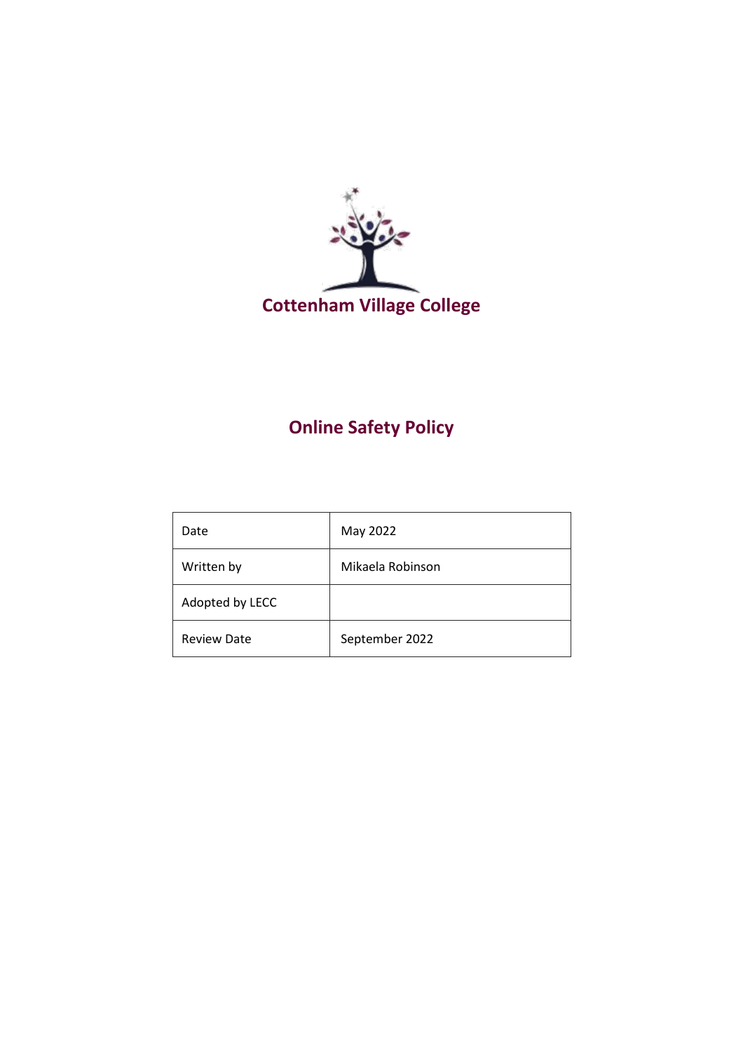# Cottenham Village College

## Online Safety Policy

| | |
|---|---|
| Date | May 2022 |
| Written by | Mikaela Robinson |
| Adopted by LECC | |
| Review Date | September 2022 |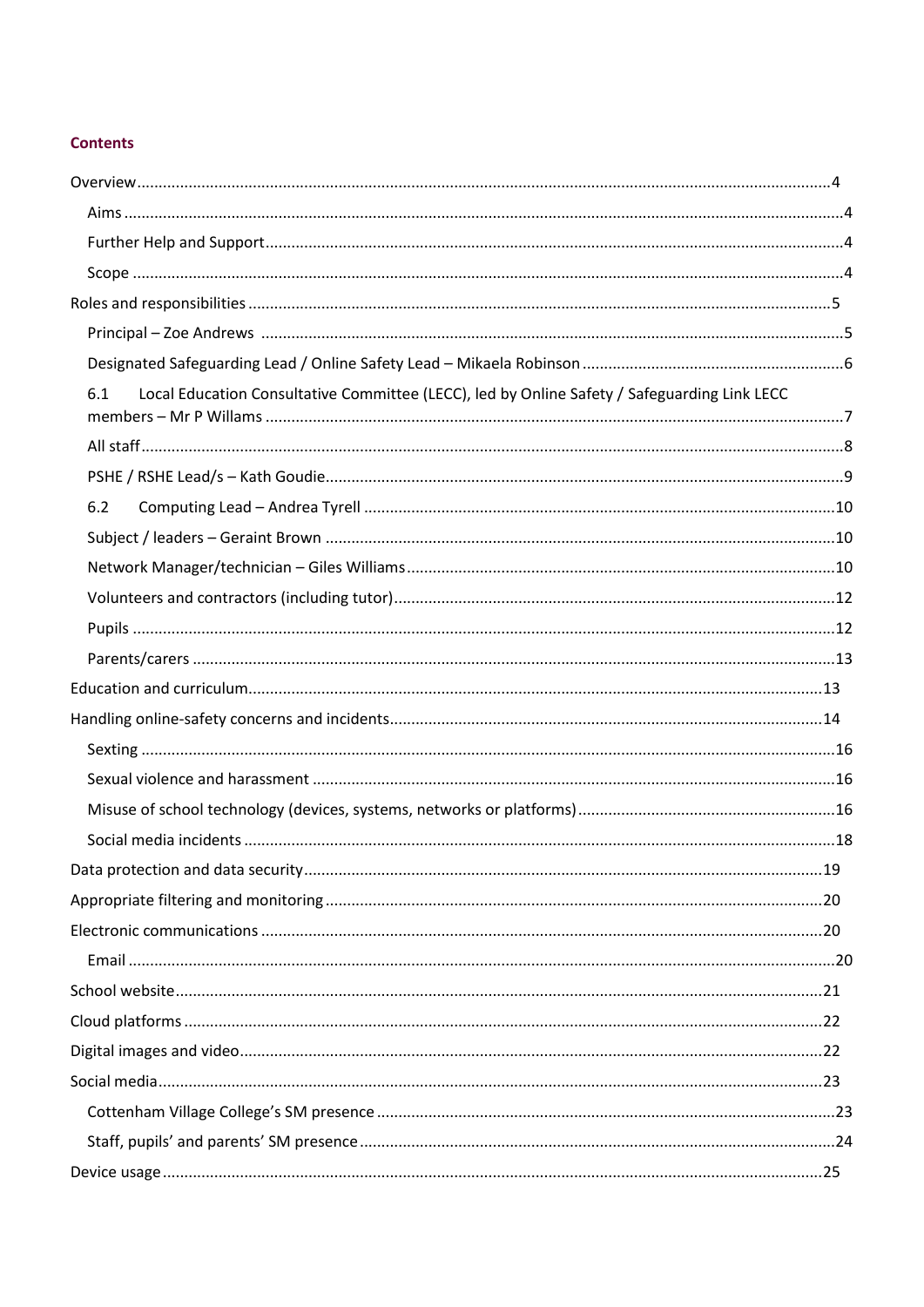**Contents**

Overview....................................................................................................................................................4

Aims ..........................................................................................................................................................4

Further Help and Support.........................................................................................................................4

Scope ........................................................................................................................................................4

Roles and responsibilities .........................................................................................................................5

Principal – Zoe Andrews ...........................................................................................................................5

Designated Safeguarding Lead / Online Safety Lead – Mikaela Robinson ................................................6

6.1 Local Education Consultative Committee (LECC), led by Online Safety / Safeguarding Link LECC members – Mr P Willams ..........................................................................................................................7

All staff.......................................................................................................................................................8

PSHE / RSHE Lead/s – Kath Goudie..........................................................................................................9

6.2 Computing Lead – Andrea Tyrell ......................................................................................................10

Subject / leaders – Geraint Brown ..........................................................................................................10

Network Manager/technician – Giles Williams........................................................................................10

Volunteers and contractors (including tutor)..........................................................................................12

Pupils .......................................................................................................................................................12

Parents/carers .........................................................................................................................................13

Education and curriculum........................................................................................................................13

Handling online-safety concerns and incidents.........................................................................................14

Sexting .....................................................................................................................................................16

Sexual violence and harassment .............................................................................................................16

Misuse of school technology (devices, systems, networks or platforms).................................................16

Social media incidents .............................................................................................................................18

Data protection and data security............................................................................................................19

Appropriate filtering and monitoring ......................................................................................................20

Electronic communications .....................................................................................................................20

Email ........................................................................................................................................................20

School website.........................................................................................................................................21

Cloud platforms .......................................................................................................................................22

Digital images and video..........................................................................................................................22

Social media.............................................................................................................................................23

Cottenham Village College's SM presence ..............................................................................................23

Staff, pupils' and parents' SM presence ...................................................................................................24

Device usage ............................................................................................................................................25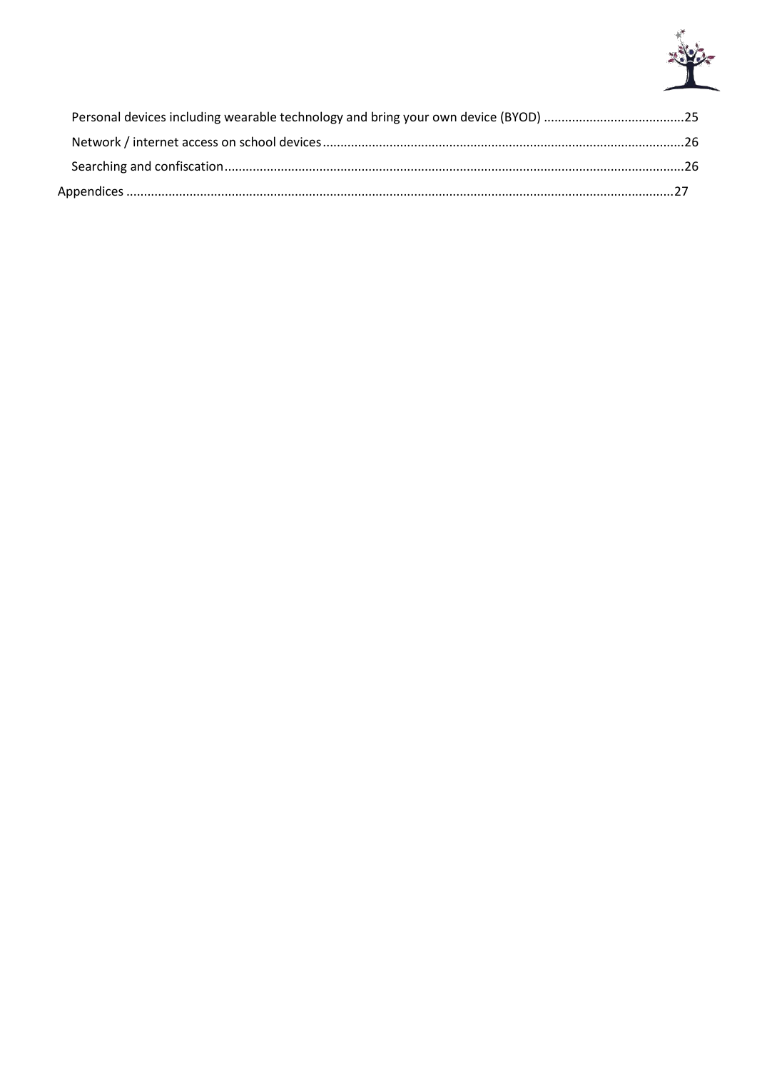Personal devices including wearable technology and bring your own device (BYOD) ........................................25

Network / internet access on school devices........................................................................................................26

Searching and confiscation....................................................................................................................................26

Appendices .............................................................................................................................................................27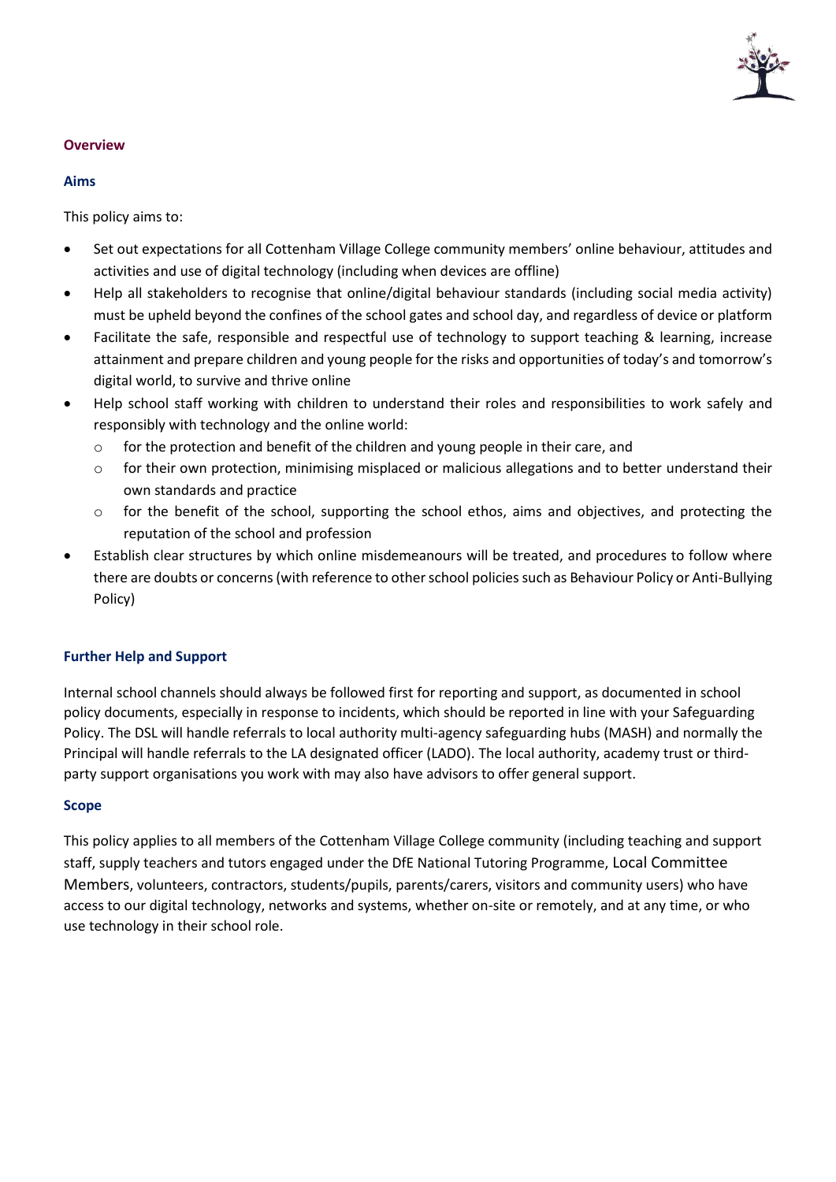## Overview

### Aims

This policy aims to:

- Set out expectations for all Cottenham Village College community members' online behaviour, attitudes and activities and use of digital technology (including when devices are offline)
- Help all stakeholders to recognise that online/digital behaviour standards (including social media activity) must be upheld beyond the confines of the school gates and school day, and regardless of device or platform
- Facilitate the safe, responsible and respectful use of technology to support teaching & learning, increase attainment and prepare children and young people for the risks and opportunities of today's and tomorrow's digital world, to survive and thrive online
- Help school staff working with children to understand their roles and responsibilities to work safely and responsibly with technology and the online world:
  - for the protection and benefit of the children and young people in their care, and
  - for their own protection, minimising misplaced or malicious allegations and to better understand their own standards and practice
  - for the benefit of the school, supporting the school ethos, aims and objectives, and protecting the reputation of the school and profession
- Establish clear structures by which online misdemeanours will be treated, and procedures to follow where there are doubts or concerns (with reference to other school policies such as Behaviour Policy or Anti-Bullying Policy)

### Further Help and Support

Internal school channels should always be followed first for reporting and support, as documented in school policy documents, especially in response to incidents, which should be reported in line with your Safeguarding Policy. The DSL will handle referrals to local authority multi-agency safeguarding hubs (MASH) and normally the Principal will handle referrals to the LA designated officer (LADO). The local authority, academy trust or third-party support organisations you work with may also have advisors to offer general support.

### Scope

This policy applies to all members of the Cottenham Village College community (including teaching and support staff, supply teachers and tutors engaged under the DfE National Tutoring Programme, Local Committee Members, volunteers, contractors, students/pupils, parents/carers, visitors and community users) who have access to our digital technology, networks and systems, whether on-site or remotely, and at any time, or who use technology in their school role.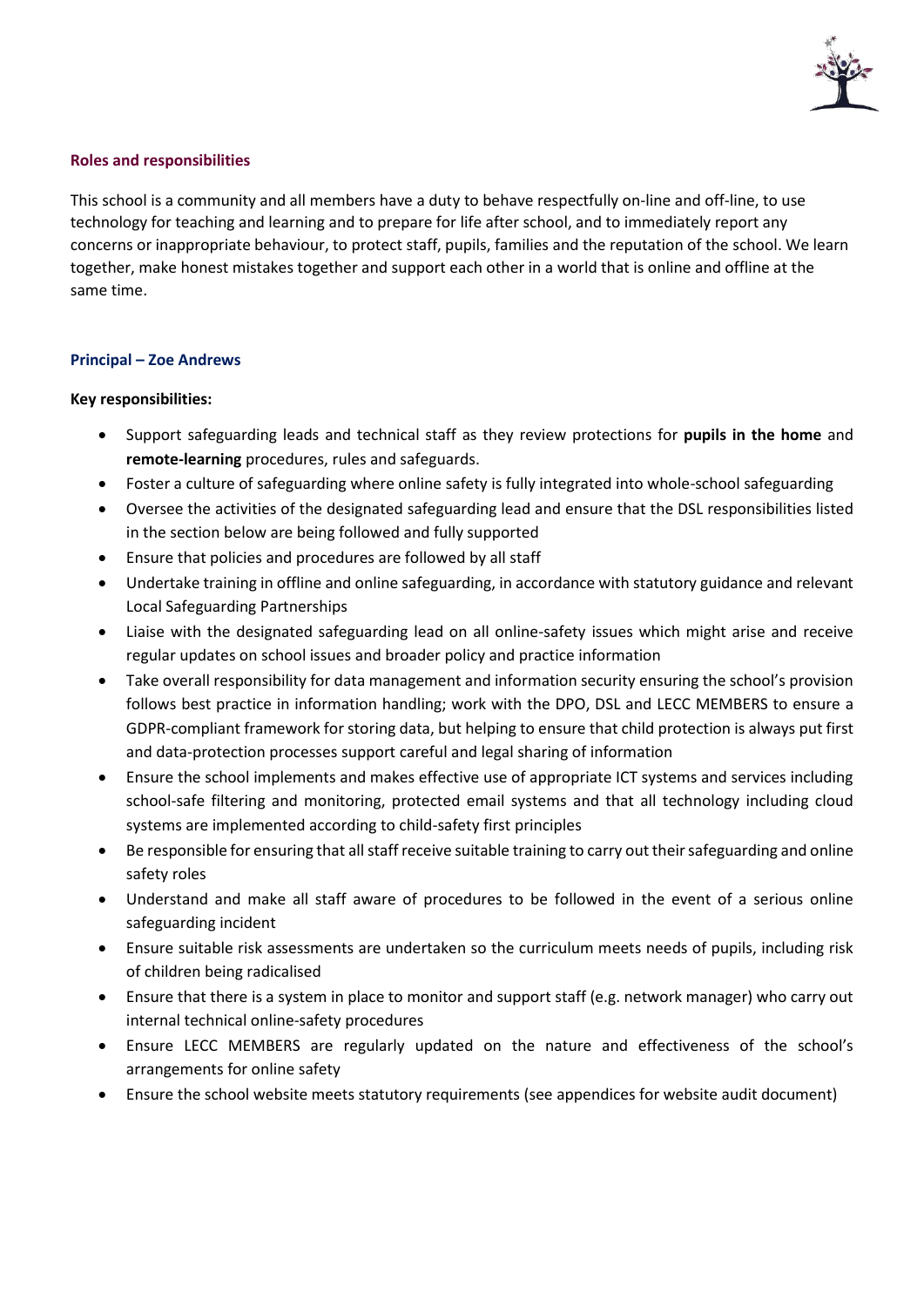## Roles and responsibilities

This school is a community and all members have a duty to behave respectfully on-line and off-line, to use technology for teaching and learning and to prepare for life after school, and to immediately report any concerns or inappropriate behaviour, to protect staff, pupils, families and the reputation of the school. We learn together, make honest mistakes together and support each other in a world that is online and offline at the same time.

### Principal – Zoe Andrews

**Key responsibilities:**

- Support safeguarding leads and technical staff as they review protections for **pupils in the home** and **remote-learning** procedures, rules and safeguards.
- Foster a culture of safeguarding where online safety is fully integrated into whole-school safeguarding
- Oversee the activities of the designated safeguarding lead and ensure that the DSL responsibilities listed in the section below are being followed and fully supported
- Ensure that policies and procedures are followed by all staff
- Undertake training in offline and online safeguarding, in accordance with statutory guidance and relevant Local Safeguarding Partnerships
- Liaise with the designated safeguarding lead on all online-safety issues which might arise and receive regular updates on school issues and broader policy and practice information
- Take overall responsibility for data management and information security ensuring the school's provision follows best practice in information handling; work with the DPO, DSL and LECC MEMBERS to ensure a GDPR-compliant framework for storing data, but helping to ensure that child protection is always put first and data-protection processes support careful and legal sharing of information
- Ensure the school implements and makes effective use of appropriate ICT systems and services including school-safe filtering and monitoring, protected email systems and that all technology including cloud systems are implemented according to child-safety first principles
- Be responsible for ensuring that all staff receive suitable training to carry out their safeguarding and online safety roles
- Understand and make all staff aware of procedures to be followed in the event of a serious online safeguarding incident
- Ensure suitable risk assessments are undertaken so the curriculum meets needs of pupils, including risk of children being radicalised
- Ensure that there is a system in place to monitor and support staff (e.g. network manager) who carry out internal technical online-safety procedures
- Ensure LECC MEMBERS are regularly updated on the nature and effectiveness of the school's arrangements for online safety
- Ensure the school website meets statutory requirements (see appendices for website audit document)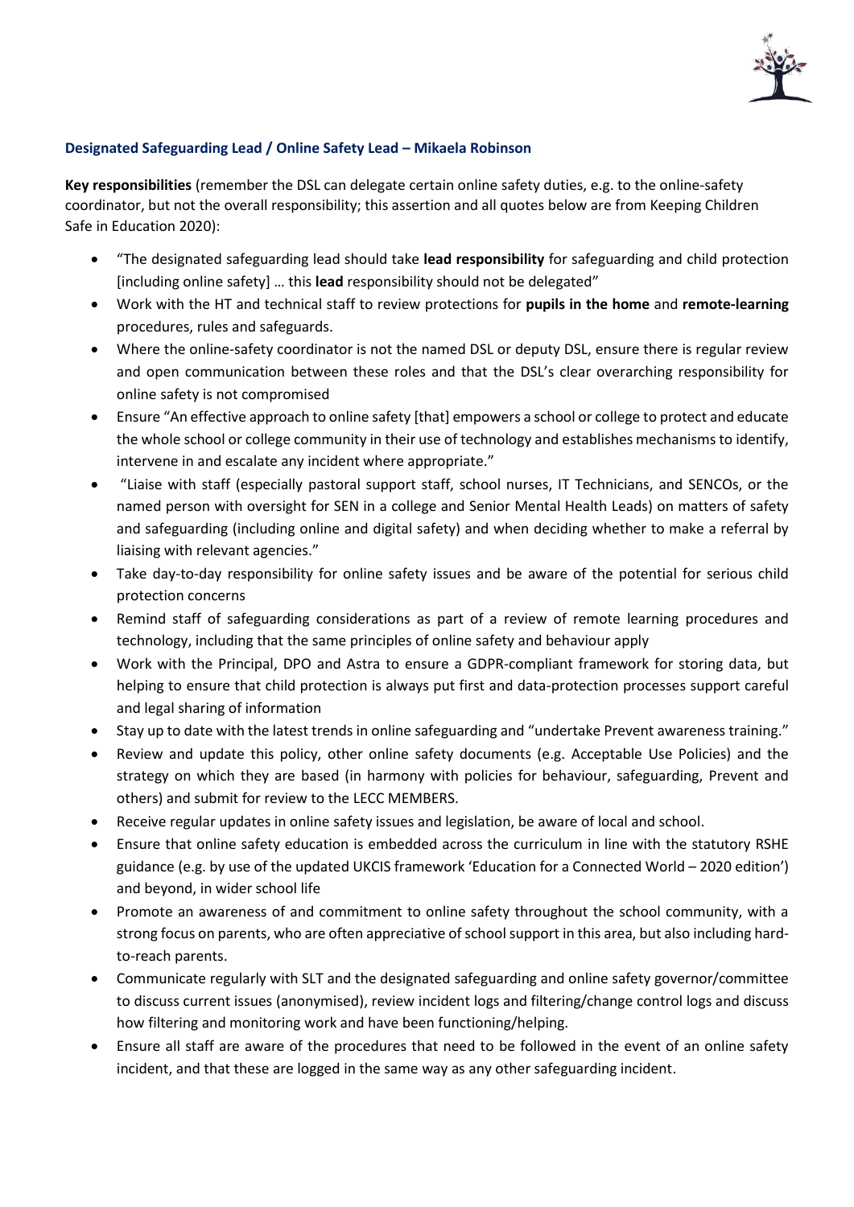### Designated Safeguarding Lead / Online Safety Lead – Mikaela Robinson

**Key responsibilities** (remember the DSL can delegate certain online safety duties, e.g. to the online-safety coordinator, but not the overall responsibility; this assertion and all quotes below are from Keeping Children Safe in Education 2020):

- "The designated safeguarding lead should take **lead responsibility** for safeguarding and child protection [including online safety] … this **lead** responsibility should not be delegated"
- Work with the HT and technical staff to review protections for **pupils in the home** and **remote-learning** procedures, rules and safeguards.
- Where the online-safety coordinator is not the named DSL or deputy DSL, ensure there is regular review and open communication between these roles and that the DSL's clear overarching responsibility for online safety is not compromised
- Ensure "An effective approach to online safety [that] empowers a school or college to protect and educate the whole school or college community in their use of technology and establishes mechanisms to identify, intervene in and escalate any incident where appropriate."
- "Liaise with staff (especially pastoral support staff, school nurses, IT Technicians, and SENCOs, or the named person with oversight for SEN in a college and Senior Mental Health Leads) on matters of safety and safeguarding (including online and digital safety) and when deciding whether to make a referral by liaising with relevant agencies."
- Take day-to-day responsibility for online safety issues and be aware of the potential for serious child protection concerns
- Remind staff of safeguarding considerations as part of a review of remote learning procedures and technology, including that the same principles of online safety and behaviour apply
- Work with the Principal, DPO and Astra to ensure a GDPR-compliant framework for storing data, but helping to ensure that child protection is always put first and data-protection processes support careful and legal sharing of information
- Stay up to date with the latest trends in online safeguarding and "undertake Prevent awareness training."
- Review and update this policy, other online safety documents (e.g. Acceptable Use Policies) and the strategy on which they are based (in harmony with policies for behaviour, safeguarding, Prevent and others) and submit for review to the LECC MEMBERS.
- Receive regular updates in online safety issues and legislation, be aware of local and school.
- Ensure that online safety education is embedded across the curriculum in line with the statutory RSHE guidance (e.g. by use of the updated UKCIS framework 'Education for a Connected World – 2020 edition') and beyond, in wider school life
- Promote an awareness of and commitment to online safety throughout the school community, with a strong focus on parents, who are often appreciative of school support in this area, but also including hard-to-reach parents.
- Communicate regularly with SLT and the designated safeguarding and online safety governor/committee to discuss current issues (anonymised), review incident logs and filtering/change control logs and discuss how filtering and monitoring work and have been functioning/helping.
- Ensure all staff are aware of the procedures that need to be followed in the event of an online safety incident, and that these are logged in the same way as any other safeguarding incident.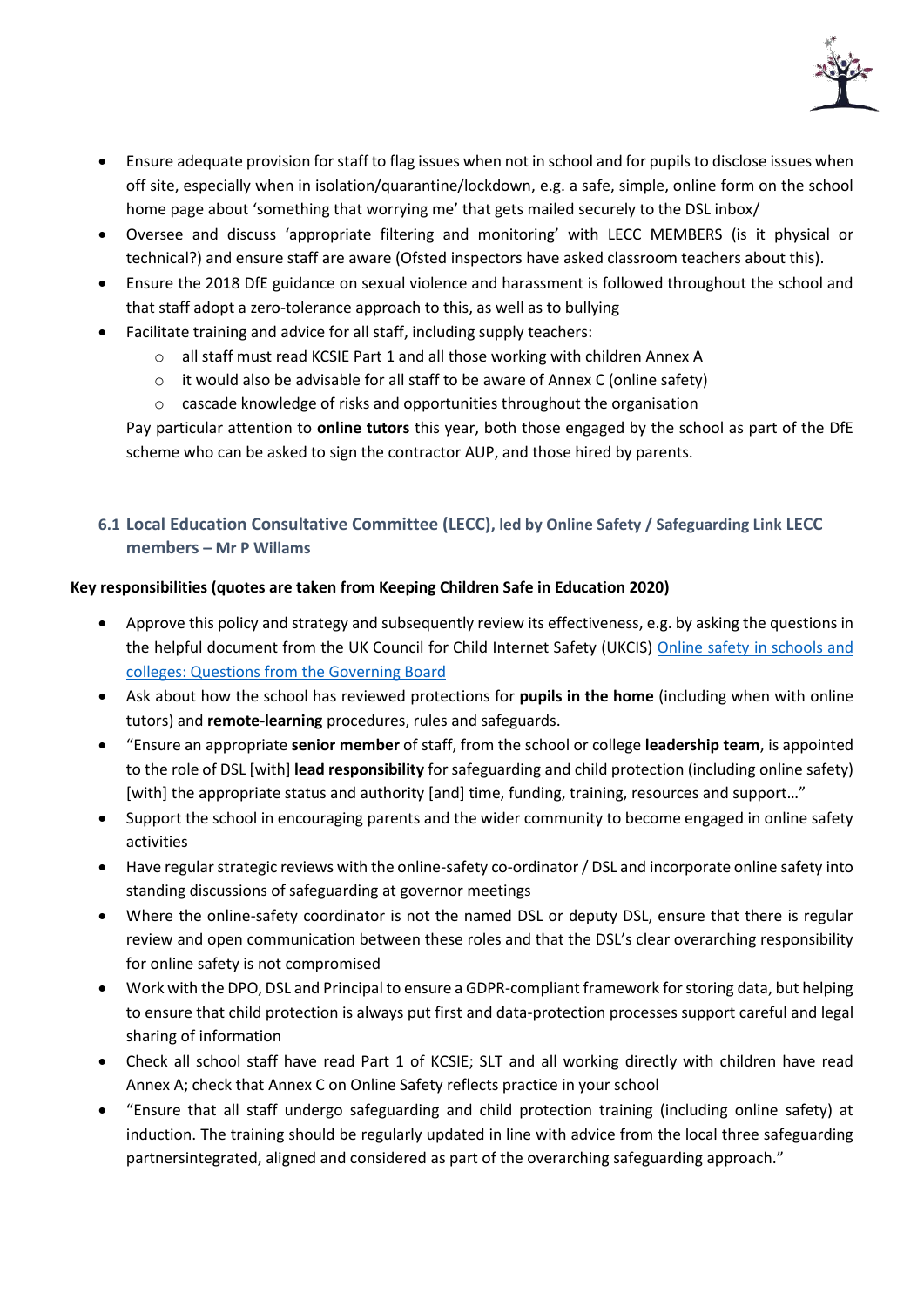- Ensure adequate provision for staff to flag issues when not in school and for pupils to disclose issues when off site, especially when in isolation/quarantine/lockdown, e.g. a safe, simple, online form on the school home page about 'something that worrying me' that gets mailed securely to the DSL inbox/
- Oversee and discuss 'appropriate filtering and monitoring' with LECC MEMBERS (is it physical or technical?) and ensure staff are aware (Ofsted inspectors have asked classroom teachers about this).
- Ensure the 2018 DfE guidance on sexual violence and harassment is followed throughout the school and that staff adopt a zero-tolerance approach to this, as well as to bullying
- Facilitate training and advice for all staff, including supply teachers:
  - all staff must read KCSIE Part 1 and all those working with children Annex A
  - it would also be advisable for all staff to be aware of Annex C (online safety)
  - cascade knowledge of risks and opportunities throughout the organisation

  Pay particular attention to **online tutors** this year, both those engaged by the school as part of the DfE scheme who can be asked to sign the contractor AUP, and those hired by parents.

## 6.1 Local Education Consultative Committee (LECC), led by Online Safety / Safeguarding Link LECC members – Mr P Willams

**Key responsibilities (quotes are taken from Keeping Children Safe in Education 2020)**

- Approve this policy and strategy and subsequently review its effectiveness, e.g. by asking the questions in the helpful document from the UK Council for Child Internet Safety (UKCIS) Online safety in schools and colleges: Questions from the Governing Board
- Ask about how the school has reviewed protections for **pupils in the home** (including when with online tutors) and **remote-learning** procedures, rules and safeguards.
- "Ensure an appropriate **senior member** of staff, from the school or college **leadership team**, is appointed to the role of DSL [with] **lead responsibility** for safeguarding and child protection (including online safety) [with] the appropriate status and authority [and] time, funding, training, resources and support…"
- Support the school in encouraging parents and the wider community to become engaged in online safety activities
- Have regular strategic reviews with the online-safety co-ordinator / DSL and incorporate online safety into standing discussions of safeguarding at governor meetings
- Where the online-safety coordinator is not the named DSL or deputy DSL, ensure that there is regular review and open communication between these roles and that the DSL's clear overarching responsibility for online safety is not compromised
- Work with the DPO, DSL and Principal to ensure a GDPR-compliant framework for storing data, but helping to ensure that child protection is always put first and data-protection processes support careful and legal sharing of information
- Check all school staff have read Part 1 of KCSIE; SLT and all working directly with children have read Annex A; check that Annex C on Online Safety reflects practice in your school
- "Ensure that all staff undergo safeguarding and child protection training (including online safety) at induction. The training should be regularly updated in line with advice from the local three safeguarding partnersintegrated, aligned and considered as part of the overarching safeguarding approach."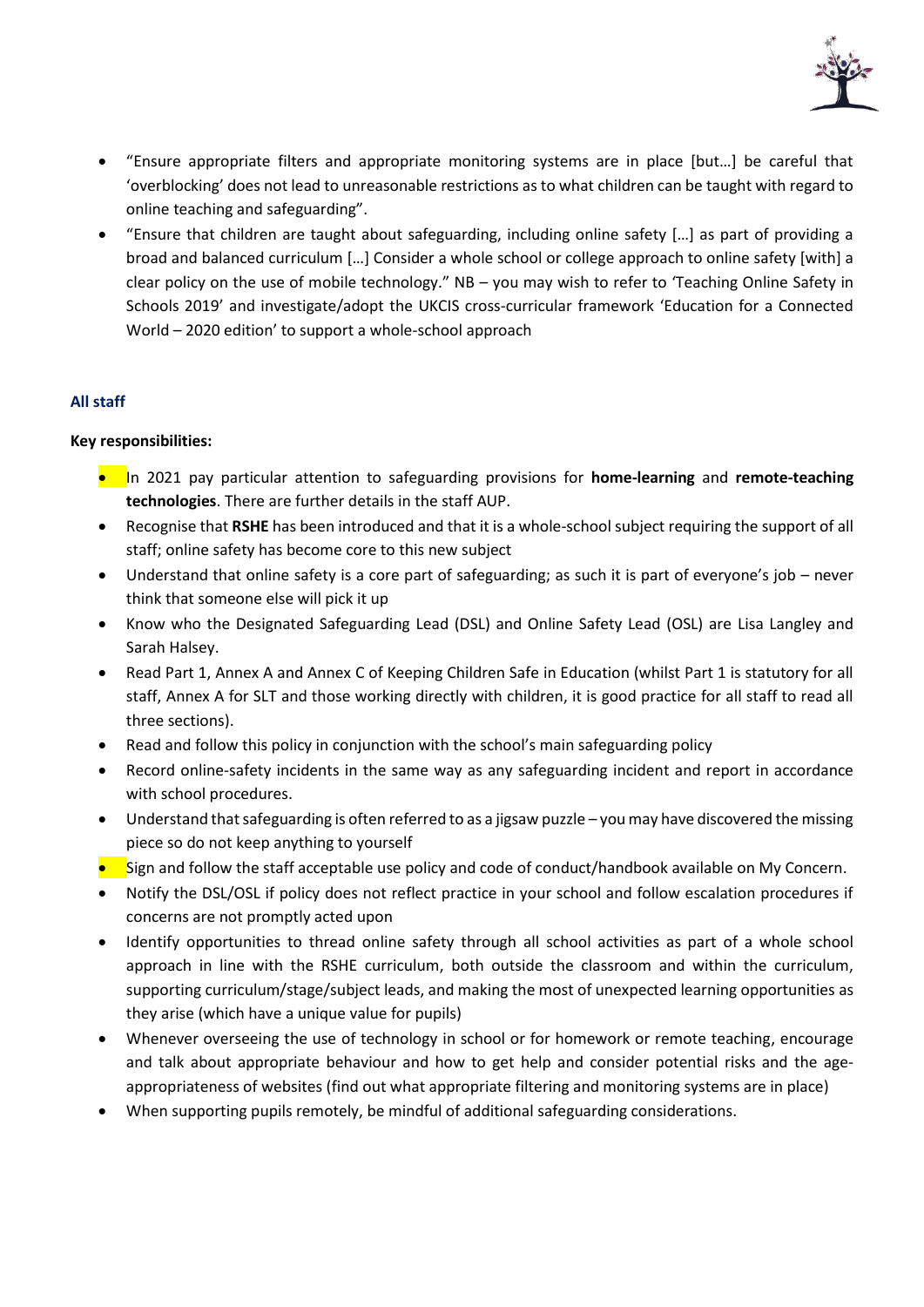- "Ensure appropriate filters and appropriate monitoring systems are in place [but…] be careful that 'overblocking' does not lead to unreasonable restrictions as to what children can be taught with regard to online teaching and safeguarding".
- "Ensure that children are taught about safeguarding, including online safety […] as part of providing a broad and balanced curriculum […] Consider a whole school or college approach to online safety [with] a clear policy on the use of mobile technology." NB – you may wish to refer to 'Teaching Online Safety in Schools 2019' and investigate/adopt the UKCIS cross-curricular framework 'Education for a Connected World – 2020 edition' to support a whole-school approach

### All staff

**Key responsibilities:**

- In 2021 pay particular attention to safeguarding provisions for **home-learning** and **remote-teaching technologies**. There are further details in the staff AUP.
- Recognise that **RSHE** has been introduced and that it is a whole-school subject requiring the support of all staff; online safety has become core to this new subject
- Understand that online safety is a core part of safeguarding; as such it is part of everyone's job – never think that someone else will pick it up
- Know who the Designated Safeguarding Lead (DSL) and Online Safety Lead (OSL) are Lisa Langley and Sarah Halsey.
- Read Part 1, Annex A and Annex C of Keeping Children Safe in Education (whilst Part 1 is statutory for all staff, Annex A for SLT and those working directly with children, it is good practice for all staff to read all three sections).
- Read and follow this policy in conjunction with the school's main safeguarding policy
- Record online-safety incidents in the same way as any safeguarding incident and report in accordance with school procedures.
- Understand that safeguarding is often referred to as a jigsaw puzzle – you may have discovered the missing piece so do not keep anything to yourself
- Sign and follow the staff acceptable use policy and code of conduct/handbook available on My Concern.
- Notify the DSL/OSL if policy does not reflect practice in your school and follow escalation procedures if concerns are not promptly acted upon
- Identify opportunities to thread online safety through all school activities as part of a whole school approach in line with the RSHE curriculum, both outside the classroom and within the curriculum, supporting curriculum/stage/subject leads, and making the most of unexpected learning opportunities as they arise (which have a unique value for pupils)
- Whenever overseeing the use of technology in school or for homework or remote teaching, encourage and talk about appropriate behaviour and how to get help and consider potential risks and the age-appropriateness of websites (find out what appropriate filtering and monitoring systems are in place)
- When supporting pupils remotely, be mindful of additional safeguarding considerations.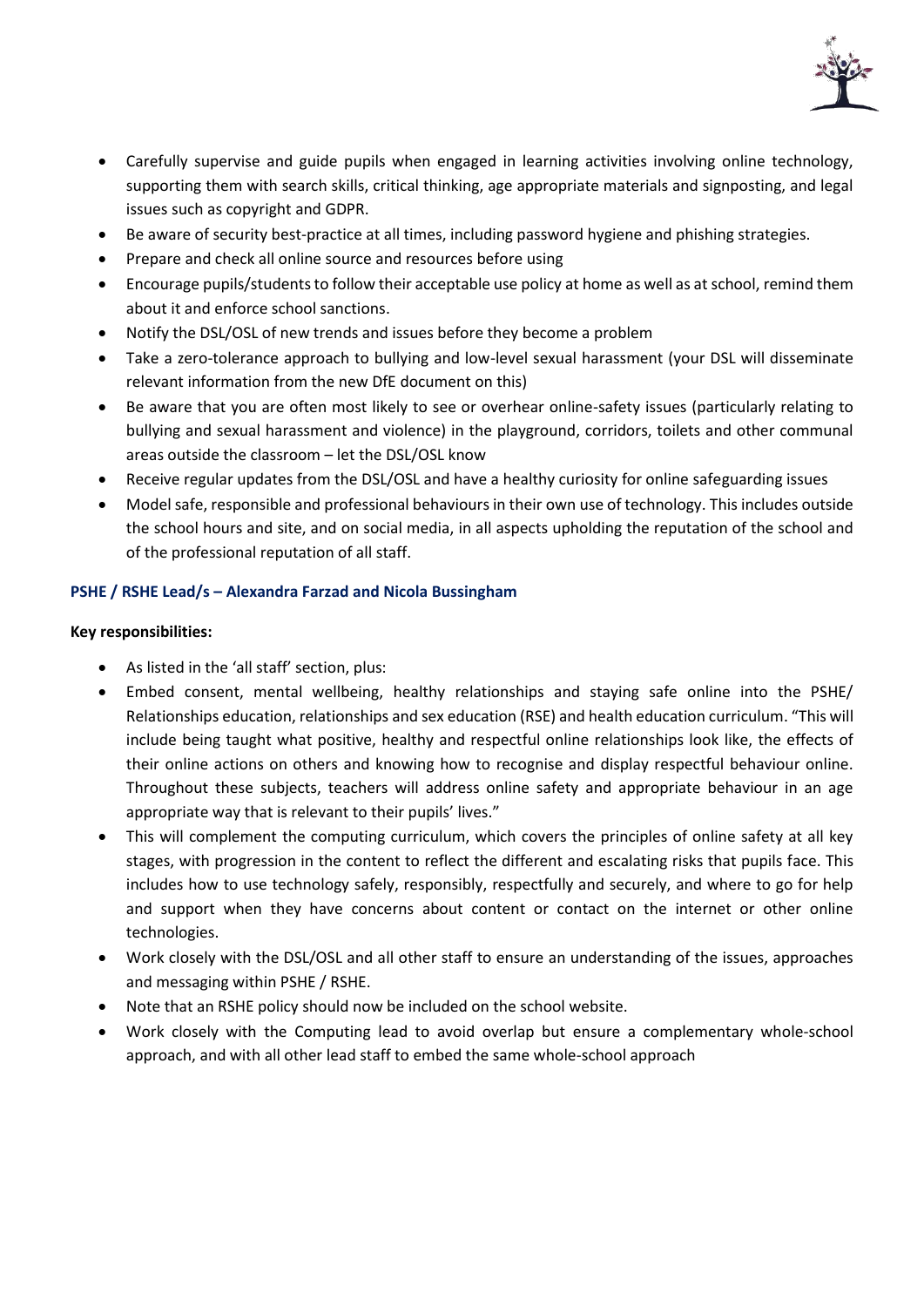- Carefully supervise and guide pupils when engaged in learning activities involving online technology, supporting them with search skills, critical thinking, age appropriate materials and signposting, and legal issues such as copyright and GDPR.
- Be aware of security best-practice at all times, including password hygiene and phishing strategies.
- Prepare and check all online source and resources before using
- Encourage pupils/students to follow their acceptable use policy at home as well as at school, remind them about it and enforce school sanctions.
- Notify the DSL/OSL of new trends and issues before they become a problem
- Take a zero-tolerance approach to bullying and low-level sexual harassment (your DSL will disseminate relevant information from the new DfE document on this)
- Be aware that you are often most likely to see or overhear online-safety issues (particularly relating to bullying and sexual harassment and violence) in the playground, corridors, toilets and other communal areas outside the classroom – let the DSL/OSL know
- Receive regular updates from the DSL/OSL and have a healthy curiosity for online safeguarding issues
- Model safe, responsible and professional behaviours in their own use of technology. This includes outside the school hours and site, and on social media, in all aspects upholding the reputation of the school and of the professional reputation of all staff.

#### PSHE / RSHE Lead/s – Alexandra Farzad and Nicola Bussingham

**Key responsibilities:**

- As listed in the 'all staff' section, plus:
- Embed consent, mental wellbeing, healthy relationships and staying safe online into the PSHE/ Relationships education, relationships and sex education (RSE) and health education curriculum. "This will include being taught what positive, healthy and respectful online relationships look like, the effects of their online actions on others and knowing how to recognise and display respectful behaviour online. Throughout these subjects, teachers will address online safety and appropriate behaviour in an age appropriate way that is relevant to their pupils' lives."
- This will complement the computing curriculum, which covers the principles of online safety at all key stages, with progression in the content to reflect the different and escalating risks that pupils face. This includes how to use technology safely, responsibly, respectfully and securely, and where to go for help and support when they have concerns about content or contact on the internet or other online technologies.
- Work closely with the DSL/OSL and all other staff to ensure an understanding of the issues, approaches and messaging within PSHE / RSHE.
- Note that an RSHE policy should now be included on the school website.
- Work closely with the Computing lead to avoid overlap but ensure a complementary whole-school approach, and with all other lead staff to embed the same whole-school approach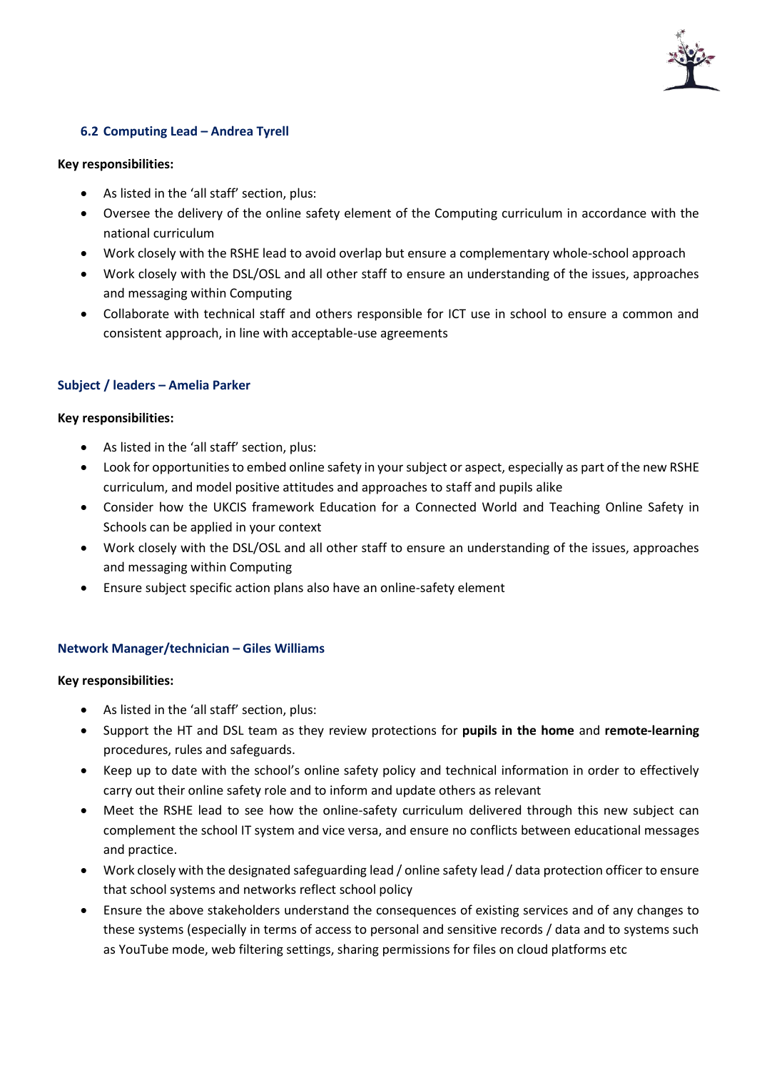### 6.2 Computing Lead – Andrea Tyrell

**Key responsibilities:**

- As listed in the 'all staff' section, plus:
- Oversee the delivery of the online safety element of the Computing curriculum in accordance with the national curriculum
- Work closely with the RSHE lead to avoid overlap but ensure a complementary whole-school approach
- Work closely with the DSL/OSL and all other staff to ensure an understanding of the issues, approaches and messaging within Computing
- Collaborate with technical staff and others responsible for ICT use in school to ensure a common and consistent approach, in line with acceptable-use agreements

### Subject / leaders – Amelia Parker

**Key responsibilities:**

- As listed in the 'all staff' section, plus:
- Look for opportunities to embed online safety in your subject or aspect, especially as part of the new RSHE curriculum, and model positive attitudes and approaches to staff and pupils alike
- Consider how the UKCIS framework Education for a Connected World and Teaching Online Safety in Schools can be applied in your context
- Work closely with the DSL/OSL and all other staff to ensure an understanding of the issues, approaches and messaging within Computing
- Ensure subject specific action plans also have an online-safety element

### Network Manager/technician – Giles Williams

**Key responsibilities:**

- As listed in the 'all staff' section, plus:
- Support the HT and DSL team as they review protections for **pupils in the home** and **remote-learning** procedures, rules and safeguards.
- Keep up to date with the school's online safety policy and technical information in order to effectively carry out their online safety role and to inform and update others as relevant
- Meet the RSHE lead to see how the online-safety curriculum delivered through this new subject can complement the school IT system and vice versa, and ensure no conflicts between educational messages and practice.
- Work closely with the designated safeguarding lead / online safety lead / data protection officer to ensure that school systems and networks reflect school policy
- Ensure the above stakeholders understand the consequences of existing services and of any changes to these systems (especially in terms of access to personal and sensitive records / data and to systems such as YouTube mode, web filtering settings, sharing permissions for files on cloud platforms etc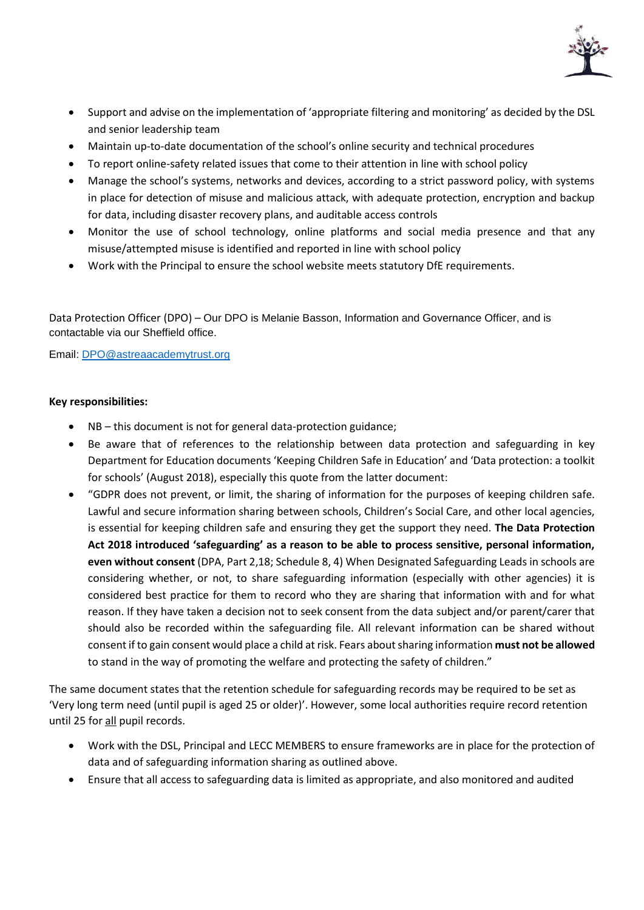- Support and advise on the implementation of 'appropriate filtering and monitoring' as decided by the DSL and senior leadership team
- Maintain up-to-date documentation of the school's online security and technical procedures
- To report online-safety related issues that come to their attention in line with school policy
- Manage the school's systems, networks and devices, according to a strict password policy, with systems in place for detection of misuse and malicious attack, with adequate protection, encryption and backup for data, including disaster recovery plans, and auditable access controls
- Monitor the use of school technology, online platforms and social media presence and that any misuse/attempted misuse is identified and reported in line with school policy
- Work with the Principal to ensure the school website meets statutory DfE requirements.

Data Protection Officer (DPO) – Our DPO is Melanie Basson, Information and Governance Officer, and is contactable via our Sheffield office.

Email: DPO@astreaacademytrust.org

**Key responsibilities:**

- NB – this document is not for general data-protection guidance;
- Be aware that of references to the relationship between data protection and safeguarding in key Department for Education documents 'Keeping Children Safe in Education' and 'Data protection: a toolkit for schools' (August 2018), especially this quote from the latter document:
- "GDPR does not prevent, or limit, the sharing of information for the purposes of keeping children safe. Lawful and secure information sharing between schools, Children's Social Care, and other local agencies, is essential for keeping children safe and ensuring they get the support they need. **The Data Protection Act 2018 introduced 'safeguarding' as a reason to be able to process sensitive, personal information, even without consent** (DPA, Part 2,18; Schedule 8, 4) When Designated Safeguarding Leads in schools are considering whether, or not, to share safeguarding information (especially with other agencies) it is considered best practice for them to record who they are sharing that information with and for what reason. If they have taken a decision not to seek consent from the data subject and/or parent/carer that should also be recorded within the safeguarding file. All relevant information can be shared without consent if to gain consent would place a child at risk. Fears about sharing information **must not be allowed** to stand in the way of promoting the welfare and protecting the safety of children."

The same document states that the retention schedule for safeguarding records may be required to be set as 'Very long term need (until pupil is aged 25 or older)'. However, some local authorities require record retention until 25 for all pupil records.

- Work with the DSL, Principal and LECC MEMBERS to ensure frameworks are in place for the protection of data and of safeguarding information sharing as outlined above.
- Ensure that all access to safeguarding data is limited as appropriate, and also monitored and audited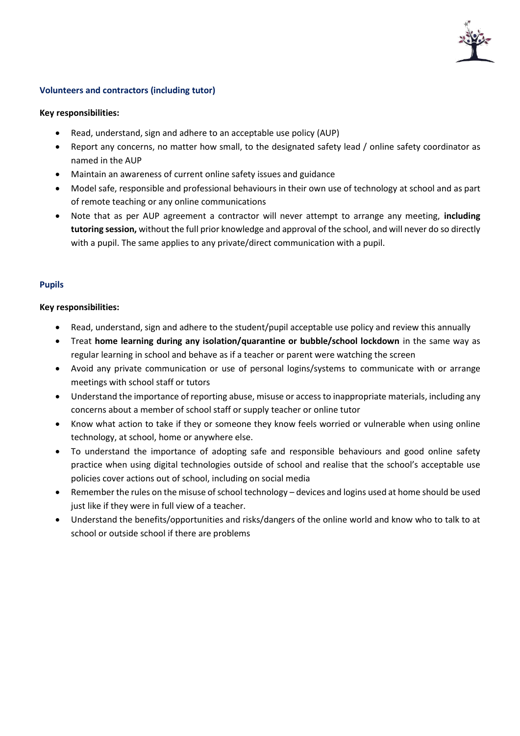### Volunteers and contractors (including tutor)

**Key responsibilities:**

- Read, understand, sign and adhere to an acceptable use policy (AUP)
- Report any concerns, no matter how small, to the designated safety lead / online safety coordinator as named in the AUP
- Maintain an awareness of current online safety issues and guidance
- Model safe, responsible and professional behaviours in their own use of technology at school and as part of remote teaching or any online communications
- Note that as per AUP agreement a contractor will never attempt to arrange any meeting, **including tutoring session,** without the full prior knowledge and approval of the school, and will never do so directly with a pupil. The same applies to any private/direct communication with a pupil.

### Pupils

**Key responsibilities:**

- Read, understand, sign and adhere to the student/pupil acceptable use policy and review this annually
- Treat **home learning during any isolation/quarantine or bubble/school lockdown** in the same way as regular learning in school and behave as if a teacher or parent were watching the screen
- Avoid any private communication or use of personal logins/systems to communicate with or arrange meetings with school staff or tutors
- Understand the importance of reporting abuse, misuse or access to inappropriate materials, including any concerns about a member of school staff or supply teacher or online tutor
- Know what action to take if they or someone they know feels worried or vulnerable when using online technology, at school, home or anywhere else.
- To understand the importance of adopting safe and responsible behaviours and good online safety practice when using digital technologies outside of school and realise that the school's acceptable use policies cover actions out of school, including on social media
- Remember the rules on the misuse of school technology – devices and logins used at home should be used just like if they were in full view of a teacher.
- Understand the benefits/opportunities and risks/dangers of the online world and know who to talk to at school or outside school if there are problems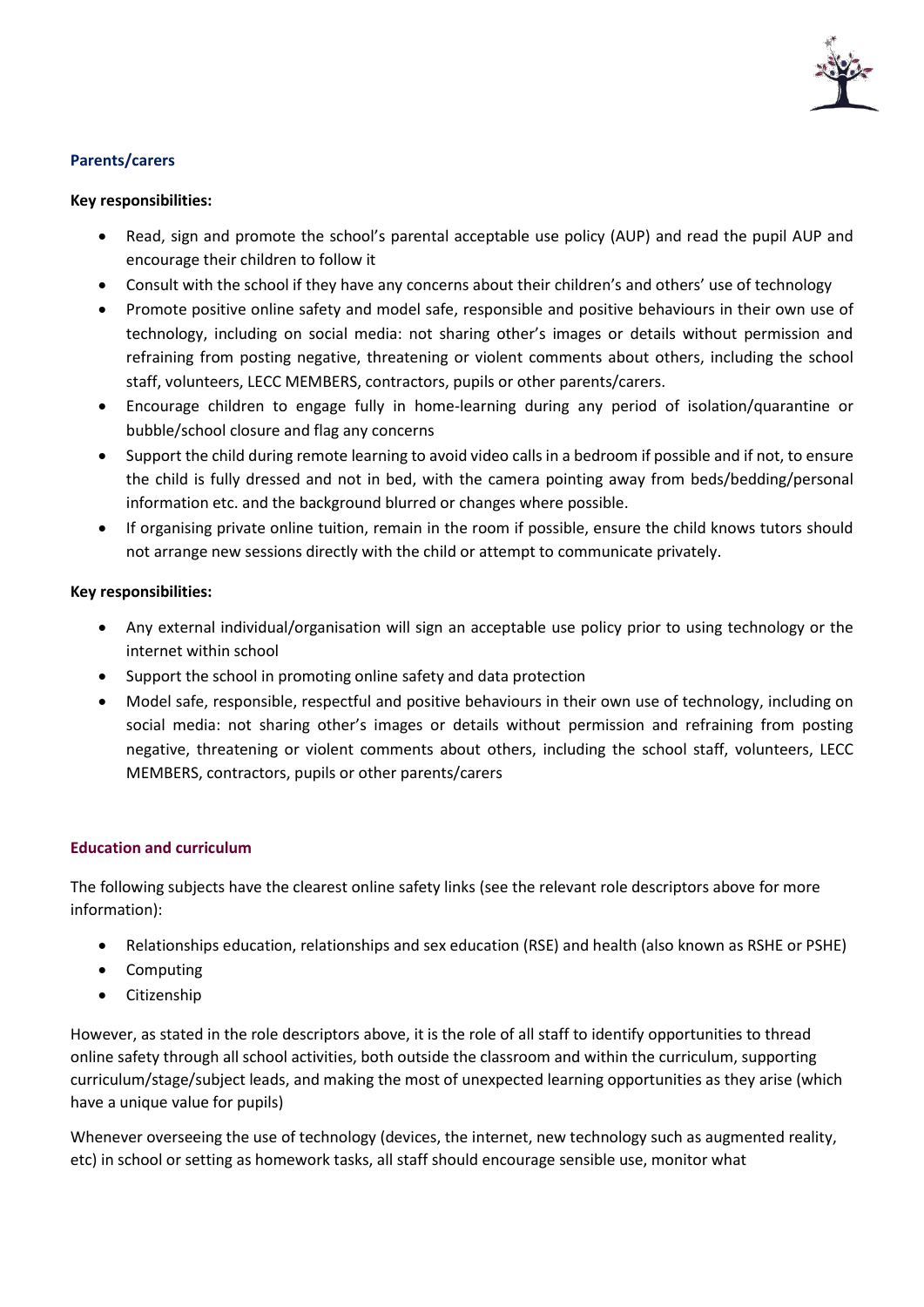### Parents/carers

**Key responsibilities:**

- Read, sign and promote the school's parental acceptable use policy (AUP) and read the pupil AUP and encourage their children to follow it
- Consult with the school if they have any concerns about their children's and others' use of technology
- Promote positive online safety and model safe, responsible and positive behaviours in their own use of technology, including on social media: not sharing other's images or details without permission and refraining from posting negative, threatening or violent comments about others, including the school staff, volunteers, LECC MEMBERS, contractors, pupils or other parents/carers.
- Encourage children to engage fully in home-learning during any period of isolation/quarantine or bubble/school closure and flag any concerns
- Support the child during remote learning to avoid video calls in a bedroom if possible and if not, to ensure the child is fully dressed and not in bed, with the camera pointing away from beds/bedding/personal information etc. and the background blurred or changes where possible.
- If organising private online tuition, remain in the room if possible, ensure the child knows tutors should not arrange new sessions directly with the child or attempt to communicate privately.

**Key responsibilities:**

- Any external individual/organisation will sign an acceptable use policy prior to using technology or the internet within school
- Support the school in promoting online safety and data protection
- Model safe, responsible, respectful and positive behaviours in their own use of technology, including on social media: not sharing other's images or details without permission and refraining from posting negative, threatening or violent comments about others, including the school staff, volunteers, LECC MEMBERS, contractors, pupils or other parents/carers

### Education and curriculum

The following subjects have the clearest online safety links (see the relevant role descriptors above for more information):

- Relationships education, relationships and sex education (RSE) and health (also known as RSHE or PSHE)
- Computing
- Citizenship

However, as stated in the role descriptors above, it is the role of all staff to identify opportunities to thread online safety through all school activities, both outside the classroom and within the curriculum, supporting curriculum/stage/subject leads, and making the most of unexpected learning opportunities as they arise (which have a unique value for pupils)

Whenever overseeing the use of technology (devices, the internet, new technology such as augmented reality, etc) in school or setting as homework tasks, all staff should encourage sensible use, monitor what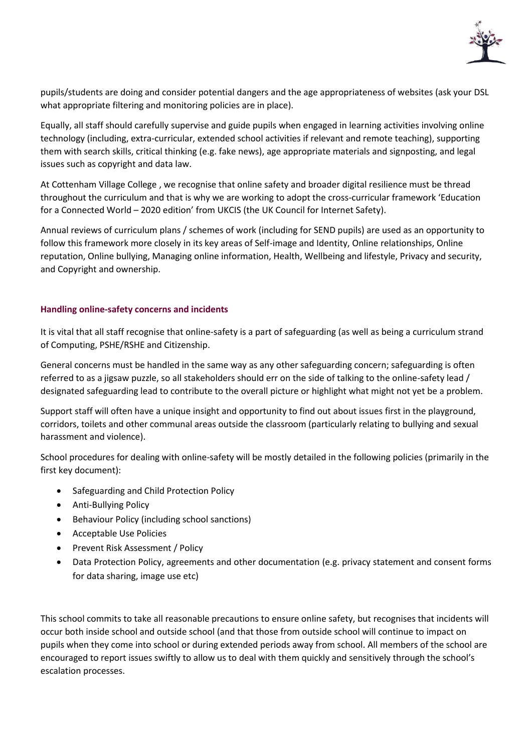pupils/students are doing and consider potential dangers and the age appropriateness of websites (ask your DSL what appropriate filtering and monitoring policies are in place).

Equally, all staff should carefully supervise and guide pupils when engaged in learning activities involving online technology (including, extra-curricular, extended school activities if relevant and remote teaching), supporting them with search skills, critical thinking (e.g. fake news), age appropriate materials and signposting, and legal issues such as copyright and data law.

At Cottenham Village College , we recognise that online safety and broader digital resilience must be thread throughout the curriculum and that is why we are working to adopt the cross-curricular framework 'Education for a Connected World – 2020 edition' from UKCIS (the UK Council for Internet Safety).

Annual reviews of curriculum plans / schemes of work (including for SEND pupils) are used as an opportunity to follow this framework more closely in its key areas of Self-image and Identity, Online relationships, Online reputation, Online bullying, Managing online information, Health, Wellbeing and lifestyle, Privacy and security, and Copyright and ownership.

### Handling online-safety concerns and incidents

It is vital that all staff recognise that online-safety is a part of safeguarding (as well as being a curriculum strand of Computing, PSHE/RSHE and Citizenship.

General concerns must be handled in the same way as any other safeguarding concern; safeguarding is often referred to as a jigsaw puzzle, so all stakeholders should err on the side of talking to the online-safety lead / designated safeguarding lead to contribute to the overall picture or highlight what might not yet be a problem.

Support staff will often have a unique insight and opportunity to find out about issues first in the playground, corridors, toilets and other communal areas outside the classroom (particularly relating to bullying and sexual harassment and violence).

School procedures for dealing with online-safety will be mostly detailed in the following policies (primarily in the first key document):

- Safeguarding and Child Protection Policy
- Anti-Bullying Policy
- Behaviour Policy (including school sanctions)
- Acceptable Use Policies
- Prevent Risk Assessment / Policy
- Data Protection Policy, agreements and other documentation (e.g. privacy statement and consent forms for data sharing, image use etc)

This school commits to take all reasonable precautions to ensure online safety, but recognises that incidents will occur both inside school and outside school (and that those from outside school will continue to impact on pupils when they come into school or during extended periods away from school. All members of the school are encouraged to report issues swiftly to allow us to deal with them quickly and sensitively through the school's escalation processes.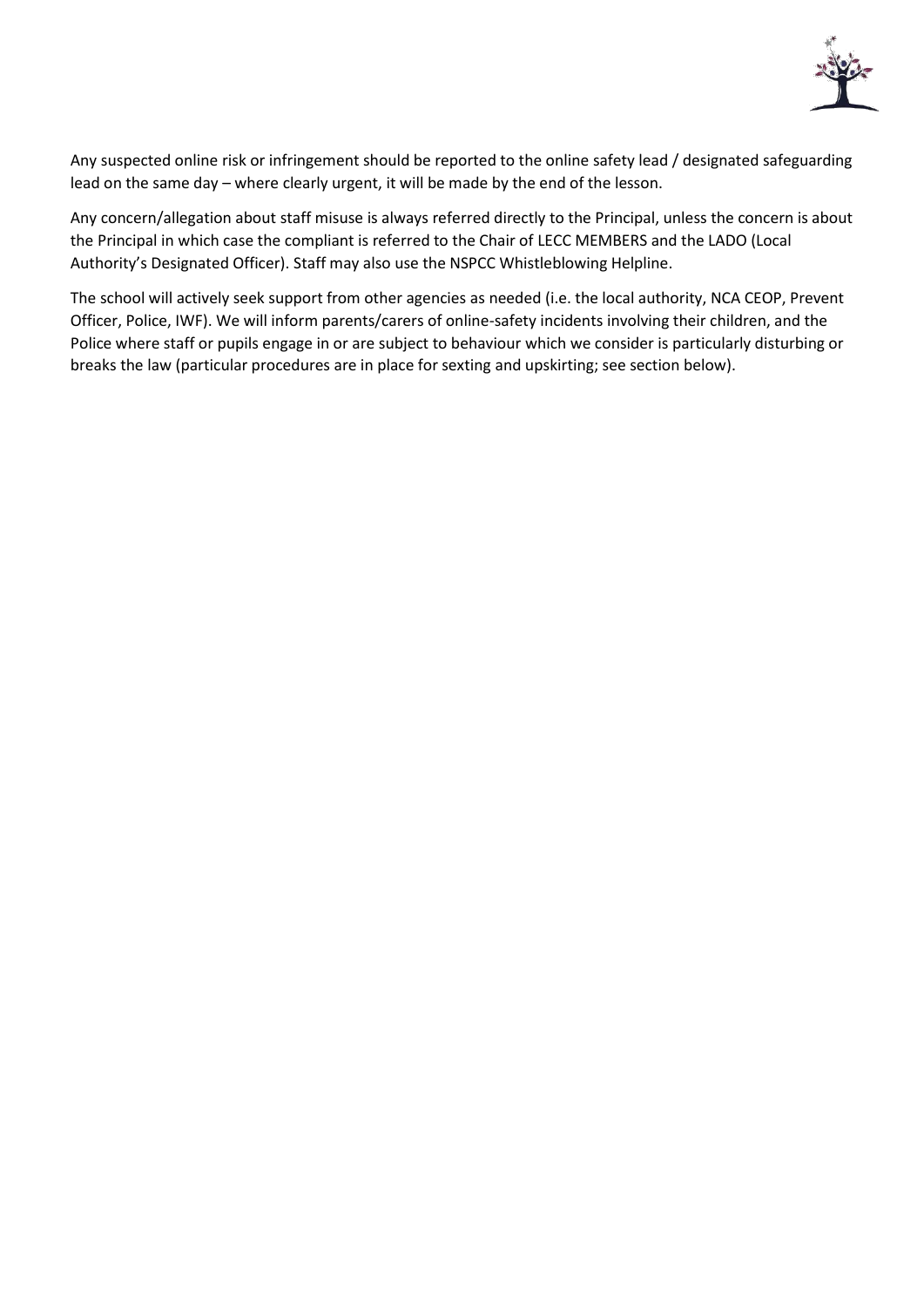Any suspected online risk or infringement should be reported to the online safety lead / designated safeguarding lead on the same day – where clearly urgent, it will be made by the end of the lesson.

Any concern/allegation about staff misuse is always referred directly to the Principal, unless the concern is about the Principal in which case the compliant is referred to the Chair of LECC MEMBERS and the LADO (Local Authority's Designated Officer). Staff may also use the NSPCC Whistleblowing Helpline.

The school will actively seek support from other agencies as needed (i.e. the local authority, NCA CEOP, Prevent Officer, Police, IWF). We will inform parents/carers of online-safety incidents involving their children, and the Police where staff or pupils engage in or are subject to behaviour which we consider is particularly disturbing or breaks the law (particular procedures are in place for sexting and upskirting; see section below).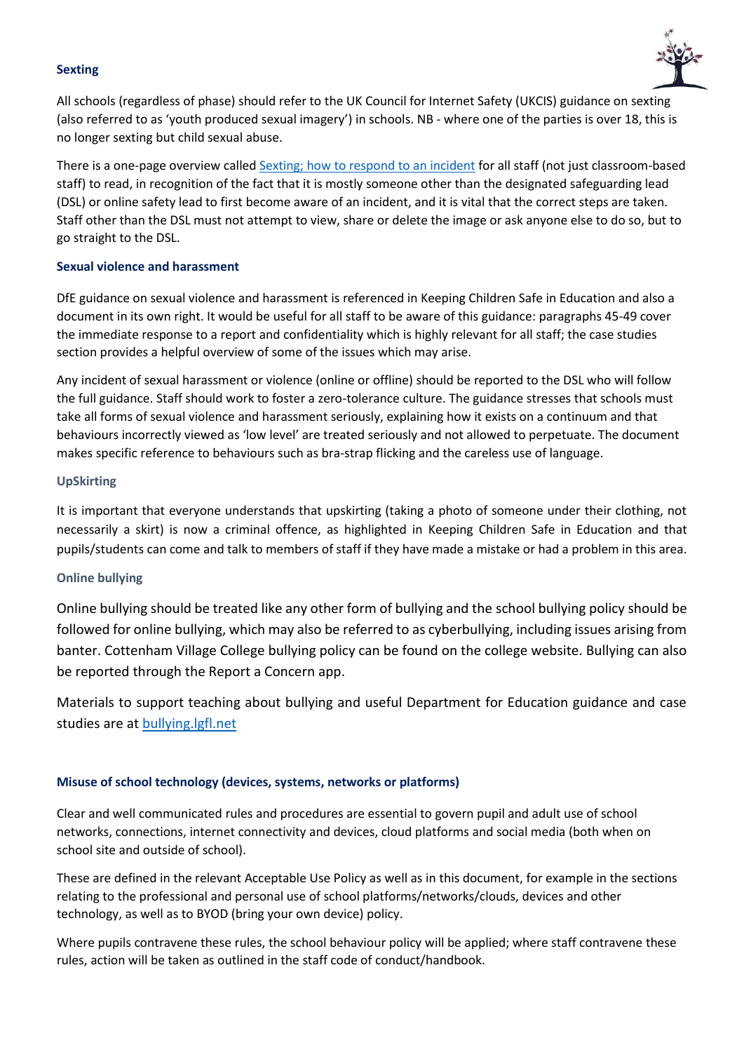### Sexting

All schools (regardless of phase) should refer to the UK Council for Internet Safety (UKCIS) guidance on sexting (also referred to as 'youth produced sexual imagery') in schools. NB - where one of the parties is over 18, this is no longer sexting but child sexual abuse.

There is a one-page overview called Sexting; how to respond to an incident for all staff (not just classroom-based staff) to read, in recognition of the fact that it is mostly someone other than the designated safeguarding lead (DSL) or online safety lead to first become aware of an incident, and it is vital that the correct steps are taken. Staff other than the DSL must not attempt to view, share or delete the image or ask anyone else to do so, but to go straight to the DSL.

### Sexual violence and harassment

DfE guidance on sexual violence and harassment is referenced in Keeping Children Safe in Education and also a document in its own right. It would be useful for all staff to be aware of this guidance: paragraphs 45-49 cover the immediate response to a report and confidentiality which is highly relevant for all staff; the case studies section provides a helpful overview of some of the issues which may arise.

Any incident of sexual harassment or violence (online or offline) should be reported to the DSL who will follow the full guidance. Staff should work to foster a zero-tolerance culture. The guidance stresses that schools must take all forms of sexual violence and harassment seriously, explaining how it exists on a continuum and that behaviours incorrectly viewed as 'low level' are treated seriously and not allowed to perpetuate. The document makes specific reference to behaviours such as bra-strap flicking and the careless use of language.

### UpSkirting

It is important that everyone understands that upskirting (taking a photo of someone under their clothing, not necessarily a skirt) is now a criminal offence, as highlighted in Keeping Children Safe in Education and that pupils/students can come and talk to members of staff if they have made a mistake or had a problem in this area.

### Online bullying

Online bullying should be treated like any other form of bullying and the school bullying policy should be followed for online bullying, which may also be referred to as cyberbullying, including issues arising from banter. Cottenham Village College bullying policy can be found on the college website. Bullying can also be reported through the Report a Concern app.

Materials to support teaching about bullying and useful Department for Education guidance and case studies are at bullying.lgfl.net

### Misuse of school technology (devices, systems, networks or platforms)

Clear and well communicated rules and procedures are essential to govern pupil and adult use of school networks, connections, internet connectivity and devices, cloud platforms and social media (both when on school site and outside of school).

These are defined in the relevant Acceptable Use Policy as well as in this document, for example in the sections relating to the professional and personal use of school platforms/networks/clouds, devices and other technology, as well as to BYOD (bring your own device) policy.

Where pupils contravene these rules, the school behaviour policy will be applied; where staff contravene these rules, action will be taken as outlined in the staff code of conduct/handbook.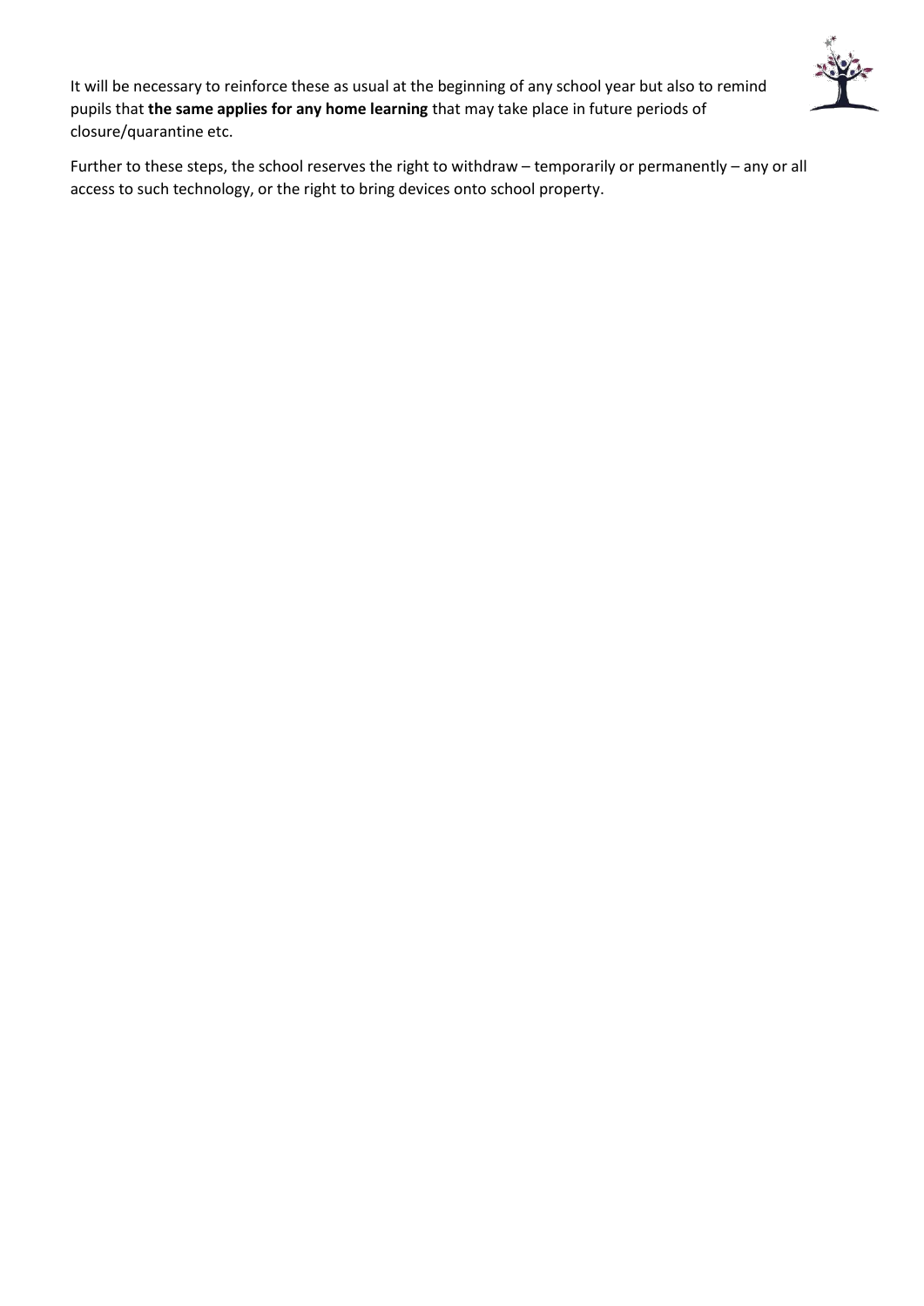It will be necessary to reinforce these as usual at the beginning of any school year but also to remind pupils that **the same applies for any home learning** that may take place in future periods of closure/quarantine etc.

Further to these steps, the school reserves the right to withdraw – temporarily or permanently – any or all access to such technology, or the right to bring devices onto school property.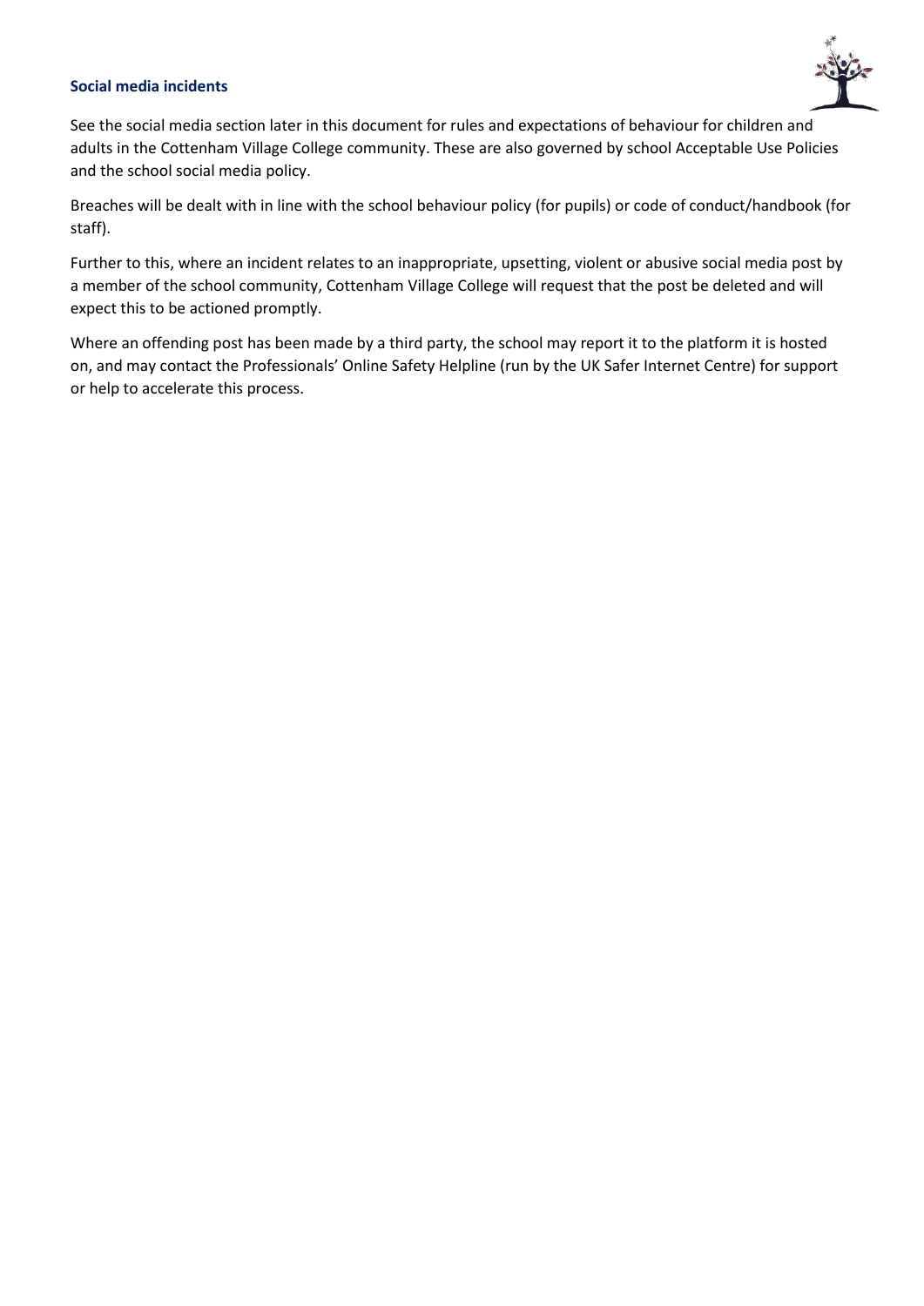### Social media incidents

See the social media section later in this document for rules and expectations of behaviour for children and adults in the Cottenham Village College community. These are also governed by school Acceptable Use Policies and the school social media policy.

Breaches will be dealt with in line with the school behaviour policy (for pupils) or code of conduct/handbook (for staff).

Further to this, where an incident relates to an inappropriate, upsetting, violent or abusive social media post by a member of the school community, Cottenham Village College will request that the post be deleted and will expect this to be actioned promptly.

Where an offending post has been made by a third party, the school may report it to the platform it is hosted on, and may contact the Professionals' Online Safety Helpline (run by the UK Safer Internet Centre) for support or help to accelerate this process.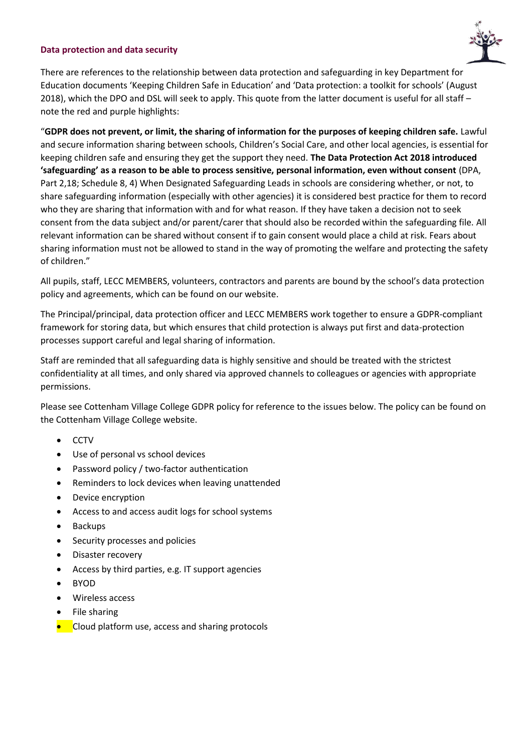## Data protection and data security

There are references to the relationship between data protection and safeguarding in key Department for Education documents 'Keeping Children Safe in Education' and 'Data protection: a toolkit for schools' (August 2018), which the DPO and DSL will seek to apply. This quote from the latter document is useful for all staff – note the red and purple highlights:

"**GDPR does not prevent, or limit, the sharing of information for the purposes of keeping children safe.** Lawful and secure information sharing between schools, Children's Social Care, and other local agencies, is essential for keeping children safe and ensuring they get the support they need. **The Data Protection Act 2018 introduced 'safeguarding' as a reason to be able to process sensitive, personal information, even without consent** (DPA, Part 2,18; Schedule 8, 4) When Designated Safeguarding Leads in schools are considering whether, or not, to share safeguarding information (especially with other agencies) it is considered best practice for them to record who they are sharing that information with and for what reason. If they have taken a decision not to seek consent from the data subject and/or parent/carer that should also be recorded within the safeguarding file. All relevant information can be shared without consent if to gain consent would place a child at risk. Fears about sharing information must not be allowed to stand in the way of promoting the welfare and protecting the safety of children."

All pupils, staff, LECC MEMBERS, volunteers, contractors and parents are bound by the school's data protection policy and agreements, which can be found on our website.

The Principal/principal, data protection officer and LECC MEMBERS work together to ensure a GDPR-compliant framework for storing data, but which ensures that child protection is always put first and data-protection processes support careful and legal sharing of information.

Staff are reminded that all safeguarding data is highly sensitive and should be treated with the strictest confidentiality at all times, and only shared via approved channels to colleagues or agencies with appropriate permissions.

Please see Cottenham Village College GDPR policy for reference to the issues below. The policy can be found on the Cottenham Village College website.

- CCTV
- Use of personal vs school devices
- Password policy / two-factor authentication
- Reminders to lock devices when leaving unattended
- Device encryption
- Access to and access audit logs for school systems
- Backups
- Security processes and policies
- Disaster recovery
- Access by third parties, e.g. IT support agencies
- BYOD
- Wireless access
- File sharing
- Cloud platform use, access and sharing protocols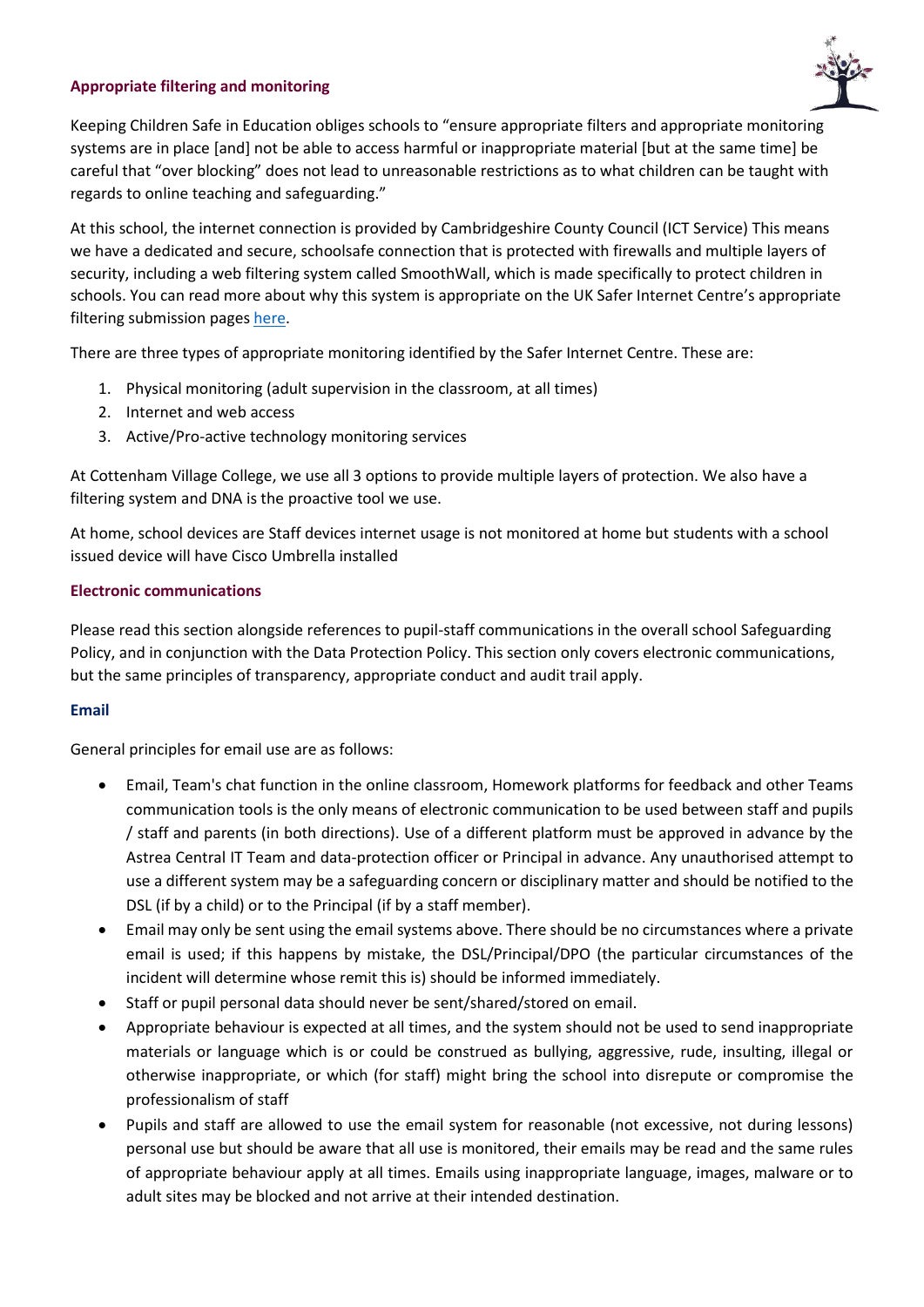### Appropriate filtering and monitoring

Keeping Children Safe in Education obliges schools to "ensure appropriate filters and appropriate monitoring systems are in place [and] not be able to access harmful or inappropriate material [but at the same time] be careful that "over blocking" does not lead to unreasonable restrictions as to what children can be taught with regards to online teaching and safeguarding."

At this school, the internet connection is provided by Cambridgeshire County Council (ICT Service) This means we have a dedicated and secure, schoolsafe connection that is protected with firewalls and multiple layers of security, including a web filtering system called SmoothWall, which is made specifically to protect children in schools. You can read more about why this system is appropriate on the UK Safer Internet Centre's appropriate filtering submission pages here.

There are three types of appropriate monitoring identified by the Safer Internet Centre. These are:

1. Physical monitoring (adult supervision in the classroom, at all times)
2. Internet and web access
3. Active/Pro-active technology monitoring services

At Cottenham Village College, we use all 3 options to provide multiple layers of protection. We also have a filtering system and DNA is the proactive tool we use.

At home, school devices are Staff devices internet usage is not monitored at home but students with a school issued device will have Cisco Umbrella installed

### Electronic communications

Please read this section alongside references to pupil-staff communications in the overall school Safeguarding Policy, and in conjunction with the Data Protection Policy. This section only covers electronic communications, but the same principles of transparency, appropriate conduct and audit trail apply.

### Email

General principles for email use are as follows:

- Email, Team's chat function in the online classroom, Homework platforms for feedback and other Teams communication tools is the only means of electronic communication to be used between staff and pupils / staff and parents (in both directions). Use of a different platform must be approved in advance by the Astrea Central IT Team and data-protection officer or Principal in advance. Any unauthorised attempt to use a different system may be a safeguarding concern or disciplinary matter and should be notified to the DSL (if by a child) or to the Principal (if by a staff member).
- Email may only be sent using the email systems above. There should be no circumstances where a private email is used; if this happens by mistake, the DSL/Principal/DPO (the particular circumstances of the incident will determine whose remit this is) should be informed immediately.
- Staff or pupil personal data should never be sent/shared/stored on email.
- Appropriate behaviour is expected at all times, and the system should not be used to send inappropriate materials or language which is or could be construed as bullying, aggressive, rude, insulting, illegal or otherwise inappropriate, or which (for staff) might bring the school into disrepute or compromise the professionalism of staff
- Pupils and staff are allowed to use the email system for reasonable (not excessive, not during lessons) personal use but should be aware that all use is monitored, their emails may be read and the same rules of appropriate behaviour apply at all times. Emails using inappropriate language, images, malware or to adult sites may be blocked and not arrive at their intended destination.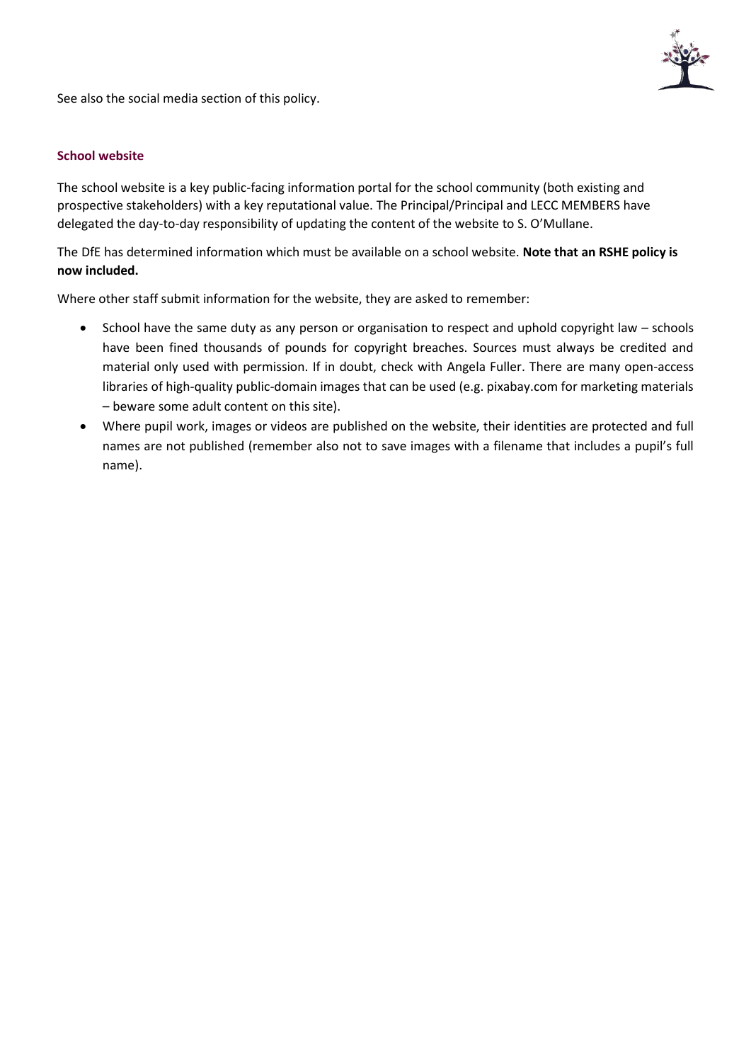See also the social media section of this policy.

### School website

The school website is a key public-facing information portal for the school community (both existing and prospective stakeholders) with a key reputational value. The Principal/Principal and LECC MEMBERS have delegated the day-to-day responsibility of updating the content of the website to S. O'Mullane.

The DfE has determined information which must be available on a school website. **Note that an RSHE policy is now included.**

Where other staff submit information for the website, they are asked to remember:

- School have the same duty as any person or organisation to respect and uphold copyright law – schools have been fined thousands of pounds for copyright breaches. Sources must always be credited and material only used with permission. If in doubt, check with Angela Fuller. There are many open-access libraries of high-quality public-domain images that can be used (e.g. pixabay.com for marketing materials – beware some adult content on this site).
- Where pupil work, images or videos are published on the website, their identities are protected and full names are not published (remember also not to save images with a filename that includes a pupil's full name).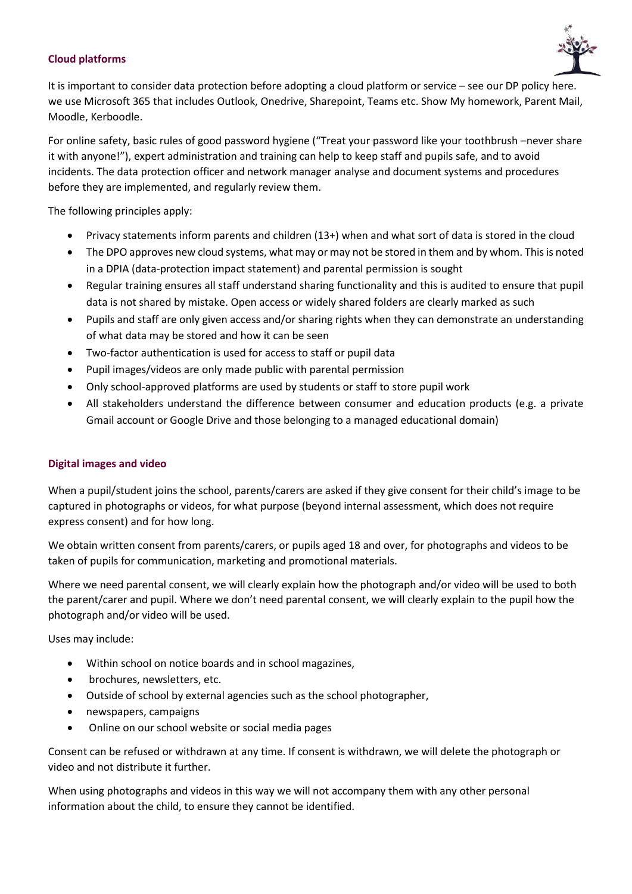## Cloud platforms

It is important to consider data protection before adopting a cloud platform or service – see our DP policy here. we use Microsoft 365 that includes Outlook, Onedrive, Sharepoint, Teams etc. Show My homework, Parent Mail, Moodle, Kerboodle.

For online safety, basic rules of good password hygiene ("Treat your password like your toothbrush –never share it with anyone!"), expert administration and training can help to keep staff and pupils safe, and to avoid incidents. The data protection officer and network manager analyse and document systems and procedures before they are implemented, and regularly review them.

The following principles apply:

- Privacy statements inform parents and children (13+) when and what sort of data is stored in the cloud
- The DPO approves new cloud systems, what may or may not be stored in them and by whom. This is noted in a DPIA (data-protection impact statement) and parental permission is sought
- Regular training ensures all staff understand sharing functionality and this is audited to ensure that pupil data is not shared by mistake. Open access or widely shared folders are clearly marked as such
- Pupils and staff are only given access and/or sharing rights when they can demonstrate an understanding of what data may be stored and how it can be seen
- Two-factor authentication is used for access to staff or pupil data
- Pupil images/videos are only made public with parental permission
- Only school-approved platforms are used by students or staff to store pupil work
- All stakeholders understand the difference between consumer and education products (e.g. a private Gmail account or Google Drive and those belonging to a managed educational domain)

## Digital images and video

When a pupil/student joins the school, parents/carers are asked if they give consent for their child's image to be captured in photographs or videos, for what purpose (beyond internal assessment, which does not require express consent) and for how long.

We obtain written consent from parents/carers, or pupils aged 18 and over, for photographs and videos to be taken of pupils for communication, marketing and promotional materials.

Where we need parental consent, we will clearly explain how the photograph and/or video will be used to both the parent/carer and pupil. Where we don't need parental consent, we will clearly explain to the pupil how the photograph and/or video will be used.

Uses may include:

- Within school on notice boards and in school magazines,
- brochures, newsletters, etc.
- Outside of school by external agencies such as the school photographer,
- newspapers, campaigns
- Online on our school website or social media pages

Consent can be refused or withdrawn at any time. If consent is withdrawn, we will delete the photograph or video and not distribute it further.

When using photographs and videos in this way we will not accompany them with any other personal information about the child, to ensure they cannot be identified.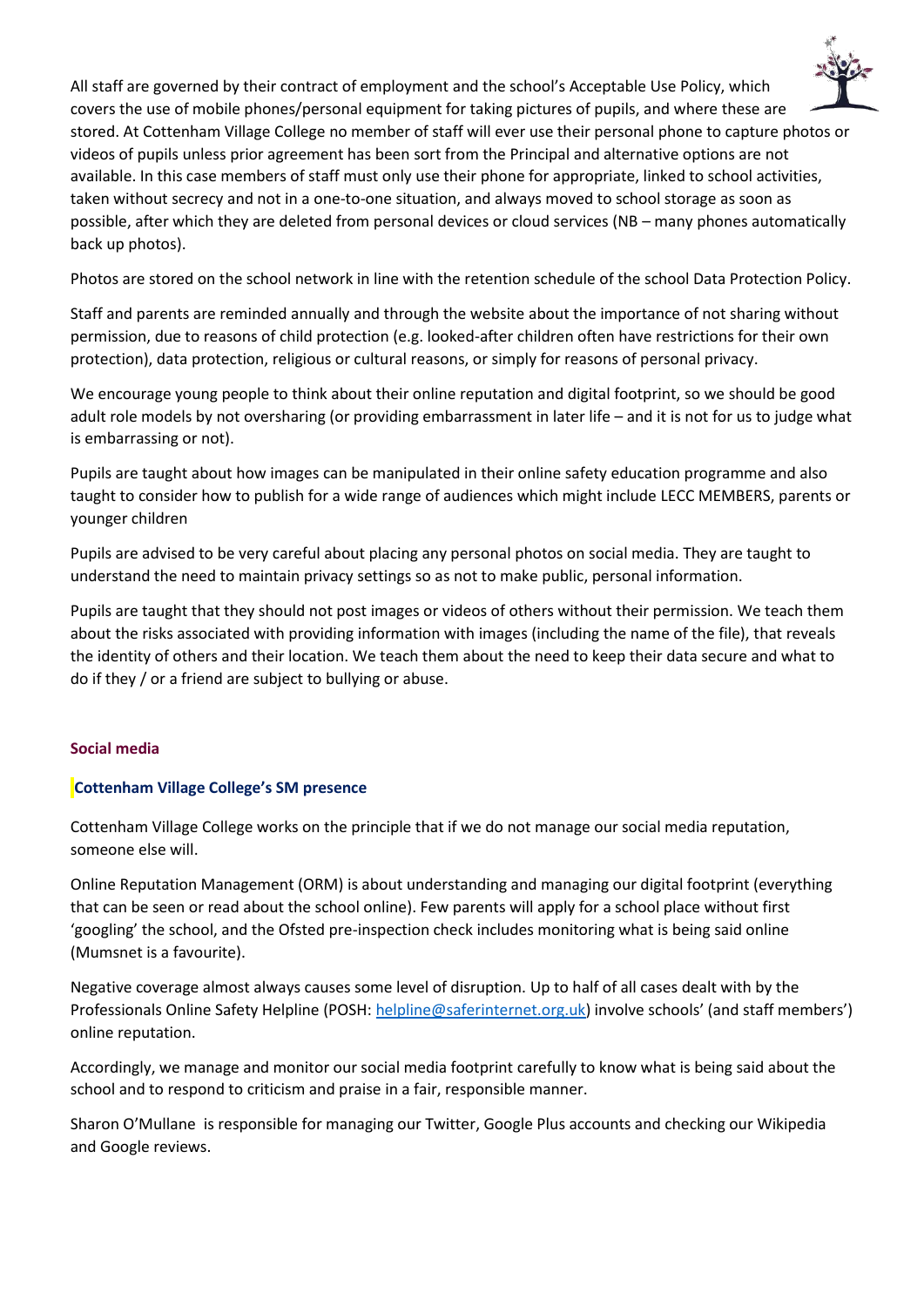All staff are governed by their contract of employment and the school's Acceptable Use Policy, which covers the use of mobile phones/personal equipment for taking pictures of pupils, and where these are stored. At Cottenham Village College no member of staff will ever use their personal phone to capture photos or videos of pupils unless prior agreement has been sort from the Principal and alternative options are not available. In this case members of staff must only use their phone for appropriate, linked to school activities, taken without secrecy and not in a one-to-one situation, and always moved to school storage as soon as possible, after which they are deleted from personal devices or cloud services (NB – many phones automatically back up photos).

Photos are stored on the school network in line with the retention schedule of the school Data Protection Policy.

Staff and parents are reminded annually and through the website about the importance of not sharing without permission, due to reasons of child protection (e.g. looked-after children often have restrictions for their own protection), data protection, religious or cultural reasons, or simply for reasons of personal privacy.

We encourage young people to think about their online reputation and digital footprint, so we should be good adult role models by not oversharing (or providing embarrassment in later life – and it is not for us to judge what is embarrassing or not).

Pupils are taught about how images can be manipulated in their online safety education programme and also taught to consider how to publish for a wide range of audiences which might include LECC MEMBERS, parents or younger children

Pupils are advised to be very careful about placing any personal photos on social media. They are taught to understand the need to maintain privacy settings so as not to make public, personal information.

Pupils are taught that they should not post images or videos of others without their permission. We teach them about the risks associated with providing information with images (including the name of the file), that reveals the identity of others and their location. We teach them about the need to keep their data secure and what to do if they / or a friend are subject to bullying or abuse.

## Social media

### Cottenham Village College's SM presence

Cottenham Village College works on the principle that if we do not manage our social media reputation, someone else will.

Online Reputation Management (ORM) is about understanding and managing our digital footprint (everything that can be seen or read about the school online). Few parents will apply for a school place without first 'googling' the school, and the Ofsted pre-inspection check includes monitoring what is being said online (Mumsnet is a favourite).

Negative coverage almost always causes some level of disruption. Up to half of all cases dealt with by the Professionals Online Safety Helpline (POSH: helpline@saferinternet.org.uk) involve schools' (and staff members') online reputation.

Accordingly, we manage and monitor our social media footprint carefully to know what is being said about the school and to respond to criticism and praise in a fair, responsible manner.

Sharon O'Mullane is responsible for managing our Twitter, Google Plus accounts and checking our Wikipedia and Google reviews.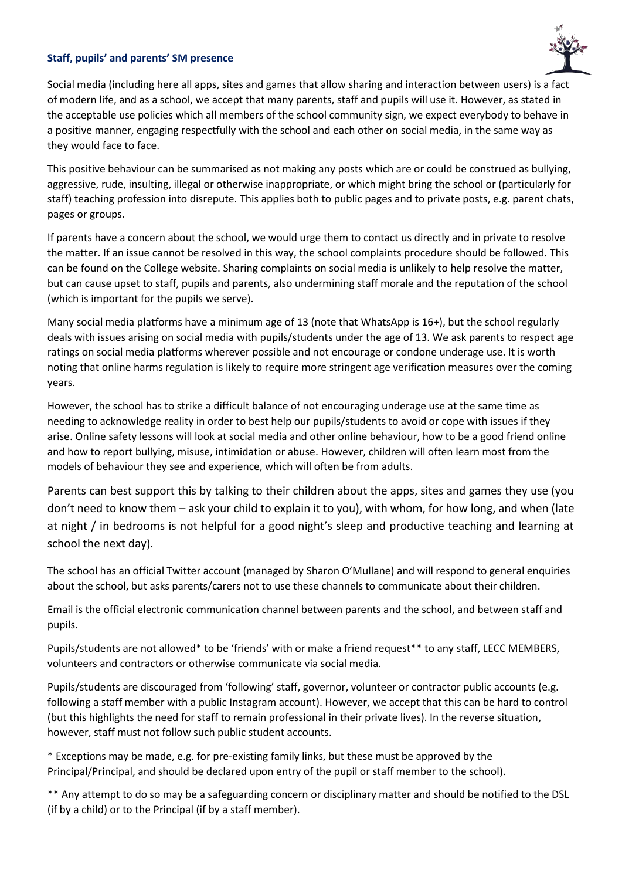### Staff, pupils' and parents' SM presence

Social media (including here all apps, sites and games that allow sharing and interaction between users) is a fact of modern life, and as a school, we accept that many parents, staff and pupils will use it. However, as stated in the acceptable use policies which all members of the school community sign, we expect everybody to behave in a positive manner, engaging respectfully with the school and each other on social media, in the same way as they would face to face.

This positive behaviour can be summarised as not making any posts which are or could be construed as bullying, aggressive, rude, insulting, illegal or otherwise inappropriate, or which might bring the school or (particularly for staff) teaching profession into disrepute. This applies both to public pages and to private posts, e.g. parent chats, pages or groups.

If parents have a concern about the school, we would urge them to contact us directly and in private to resolve the matter. If an issue cannot be resolved in this way, the school complaints procedure should be followed. This can be found on the College website. Sharing complaints on social media is unlikely to help resolve the matter, but can cause upset to staff, pupils and parents, also undermining staff morale and the reputation of the school (which is important for the pupils we serve).

Many social media platforms have a minimum age of 13 (note that WhatsApp is 16+), but the school regularly deals with issues arising on social media with pupils/students under the age of 13. We ask parents to respect age ratings on social media platforms wherever possible and not encourage or condone underage use. It is worth noting that online harms regulation is likely to require more stringent age verification measures over the coming years.

However, the school has to strike a difficult balance of not encouraging underage use at the same time as needing to acknowledge reality in order to best help our pupils/students to avoid or cope with issues if they arise. Online safety lessons will look at social media and other online behaviour, how to be a good friend online and how to report bullying, misuse, intimidation or abuse. However, children will often learn most from the models of behaviour they see and experience, which will often be from adults.

Parents can best support this by talking to their children about the apps, sites and games they use (you don't need to know them – ask your child to explain it to you), with whom, for how long, and when (late at night / in bedrooms is not helpful for a good night's sleep and productive teaching and learning at school the next day).

The school has an official Twitter account (managed by Sharon O'Mullane) and will respond to general enquiries about the school, but asks parents/carers not to use these channels to communicate about their children.

Email is the official electronic communication channel between parents and the school, and between staff and pupils.

Pupils/students are not allowed* to be 'friends' with or make a friend request** to any staff, LECC MEMBERS, volunteers and contractors or otherwise communicate via social media.

Pupils/students are discouraged from 'following' staff, governor, volunteer or contractor public accounts (e.g. following a staff member with a public Instagram account). However, we accept that this can be hard to control (but this highlights the need for staff to remain professional in their private lives). In the reverse situation, however, staff must not follow such public student accounts.

* Exceptions may be made, e.g. for pre-existing family links, but these must be approved by the Principal/Principal, and should be declared upon entry of the pupil or staff member to the school).

** Any attempt to do so may be a safeguarding concern or disciplinary matter and should be notified to the DSL (if by a child) or to the Principal (if by a staff member).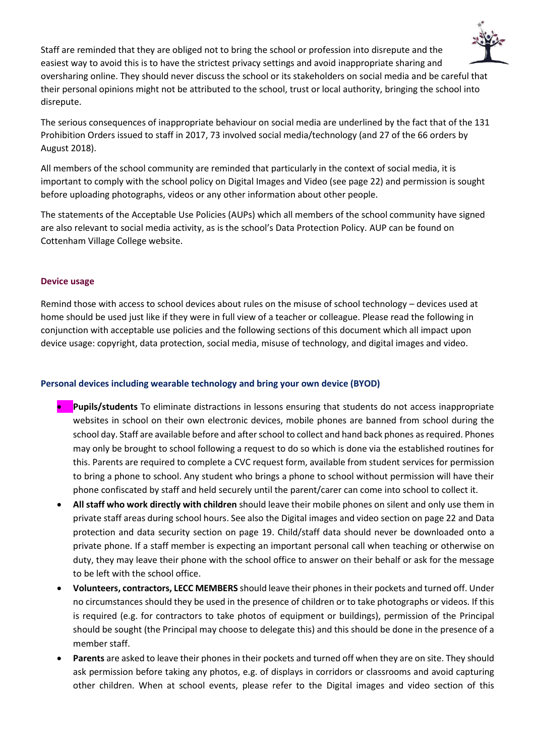Staff are reminded that they are obliged not to bring the school or profession into disrepute and the easiest way to avoid this is to have the strictest privacy settings and avoid inappropriate sharing and oversharing online. They should never discuss the school or its stakeholders on social media and be careful that their personal opinions might not be attributed to the school, trust or local authority, bringing the school into disrepute.

The serious consequences of inappropriate behaviour on social media are underlined by the fact that of the 131 Prohibition Orders issued to staff in 2017, 73 involved social media/technology (and 27 of the 66 orders by August 2018).

All members of the school community are reminded that particularly in the context of social media, it is important to comply with the school policy on Digital Images and Video (see page 22) and permission is sought before uploading photographs, videos or any other information about other people.

The statements of the Acceptable Use Policies (AUPs) which all members of the school community have signed are also relevant to social media activity, as is the school's Data Protection Policy. AUP can be found on Cottenham Village College website.

### Device usage

Remind those with access to school devices about rules on the misuse of school technology – devices used at home should be used just like if they were in full view of a teacher or colleague. Please read the following in conjunction with acceptable use policies and the following sections of this document which all impact upon device usage: copyright, data protection, social media, misuse of technology, and digital images and video.

### Personal devices including wearable technology and bring your own device (BYOD)

- **Pupils/students** To eliminate distractions in lessons ensuring that students do not access inappropriate websites in school on their own electronic devices, mobile phones are banned from school during the school day. Staff are available before and after school to collect and hand back phones as required. Phones may only be brought to school following a request to do so which is done via the established routines for this. Parents are required to complete a CVC request form, available from student services for permission to bring a phone to school. Any student who brings a phone to school without permission will have their phone confiscated by staff and held securely until the parent/carer can come into school to collect it.
- **All staff who work directly with children** should leave their mobile phones on silent and only use them in private staff areas during school hours. See also the Digital images and video section on page 22 and Data protection and data security section on page 19. Child/staff data should never be downloaded onto a private phone. If a staff member is expecting an important personal call when teaching or otherwise on duty, they may leave their phone with the school office to answer on their behalf or ask for the message to be left with the school office.
- **Volunteers, contractors, LECC MEMBERS** should leave their phones in their pockets and turned off. Under no circumstances should they be used in the presence of children or to take photographs or videos. If this is required (e.g. for contractors to take photos of equipment or buildings), permission of the Principal should be sought (the Principal may choose to delegate this) and this should be done in the presence of a member staff.
- **Parents** are asked to leave their phones in their pockets and turned off when they are on site. They should ask permission before taking any photos, e.g. of displays in corridors or classrooms and avoid capturing other children. When at school events, please refer to the Digital images and video section of this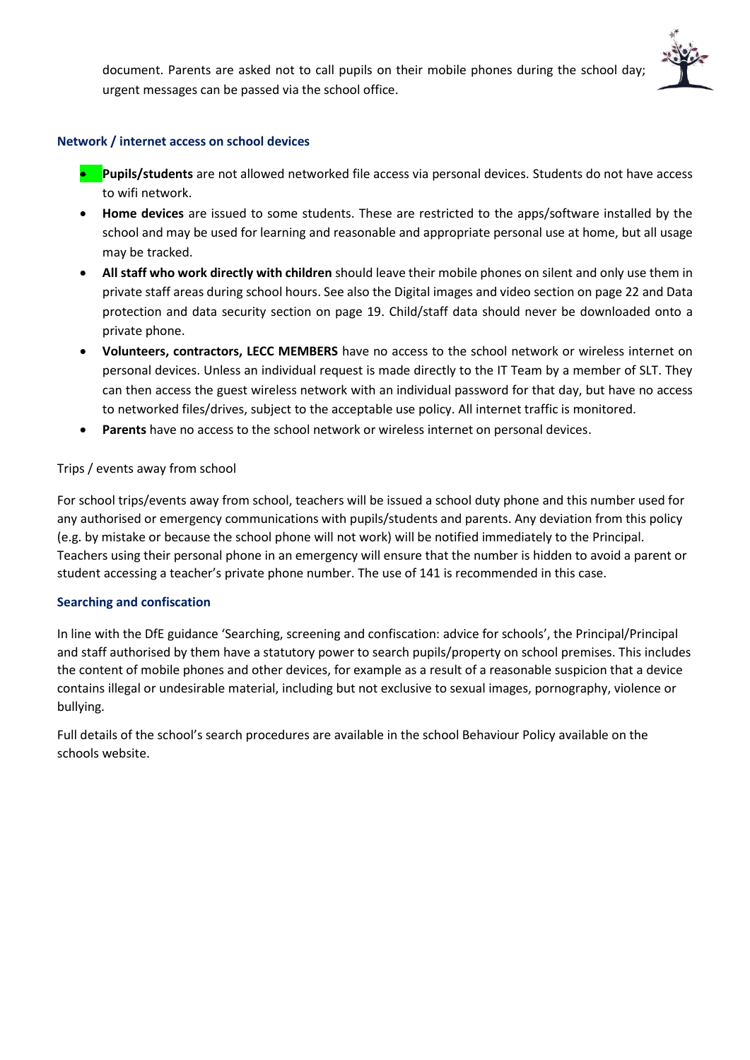document. Parents are asked not to call pupils on their mobile phones during the school day; urgent messages can be passed via the school office.

### Network / internet access on school devices

- **Pupils/students** are not allowed networked file access via personal devices. Students do not have access to wifi network.
- **Home devices** are issued to some students. These are restricted to the apps/software installed by the school and may be used for learning and reasonable and appropriate personal use at home, but all usage may be tracked.
- **All staff who work directly with children** should leave their mobile phones on silent and only use them in private staff areas during school hours. See also the Digital images and video section on page 22 and Data protection and data security section on page 19. Child/staff data should never be downloaded onto a private phone.
- **Volunteers, contractors, LECC MEMBERS** have no access to the school network or wireless internet on personal devices. Unless an individual request is made directly to the IT Team by a member of SLT. They can then access the guest wireless network with an individual password for that day, but have no access to networked files/drives, subject to the acceptable use policy. All internet traffic is monitored.
- **Parents** have no access to the school network or wireless internet on personal devices.

Trips / events away from school

For school trips/events away from school, teachers will be issued a school duty phone and this number used for any authorised or emergency communications with pupils/students and parents. Any deviation from this policy (e.g. by mistake or because the school phone will not work) will be notified immediately to the Principal. Teachers using their personal phone in an emergency will ensure that the number is hidden to avoid a parent or student accessing a teacher's private phone number. The use of 141 is recommended in this case.

### Searching and confiscation

In line with the DfE guidance 'Searching, screening and confiscation: advice for schools', the Principal/Principal and staff authorised by them have a statutory power to search pupils/property on school premises. This includes the content of mobile phones and other devices, for example as a result of a reasonable suspicion that a device contains illegal or undesirable material, including but not exclusive to sexual images, pornography, violence or bullying.

Full details of the school's search procedures are available in the school Behaviour Policy available on the schools website.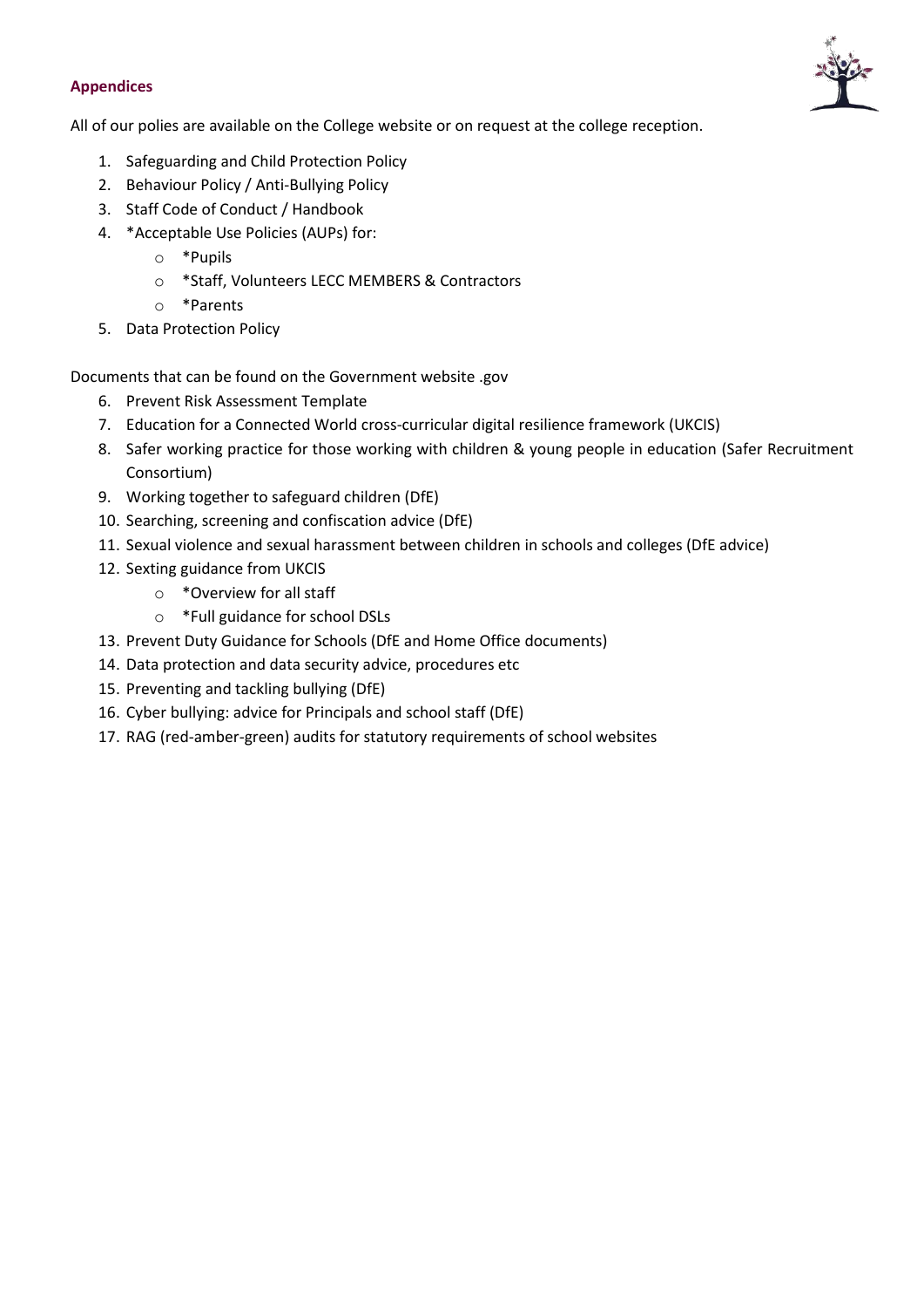## Appendices

All of our polies are available on the College website or on request at the college reception.

1. Safeguarding and Child Protection Policy
2. Behaviour Policy / Anti-Bullying Policy
3. Staff Code of Conduct / Handbook
4. *Acceptable Use Policies (AUPs) for:
   - *Pupils
   - *Staff, Volunteers LECC MEMBERS & Contractors
   - *Parents
5. Data Protection Policy

Documents that can be found on the Government website .gov

6. Prevent Risk Assessment Template
7. Education for a Connected World cross-curricular digital resilience framework (UKCIS)
8. Safer working practice for those working with children & young people in education (Safer Recruitment Consortium)
9. Working together to safeguard children (DfE)
10. Searching, screening and confiscation advice (DfE)
11. Sexual violence and sexual harassment between children in schools and colleges (DfE advice)
12. Sexting guidance from UKCIS
    - *Overview for all staff
    - *Full guidance for school DSLs
13. Prevent Duty Guidance for Schools (DfE and Home Office documents)
14. Data protection and data security advice, procedures etc
15. Preventing and tackling bullying (DfE)
16. Cyber bullying: advice for Principals and school staff (DfE)
17. RAG (red-amber-green) audits for statutory requirements of school websites